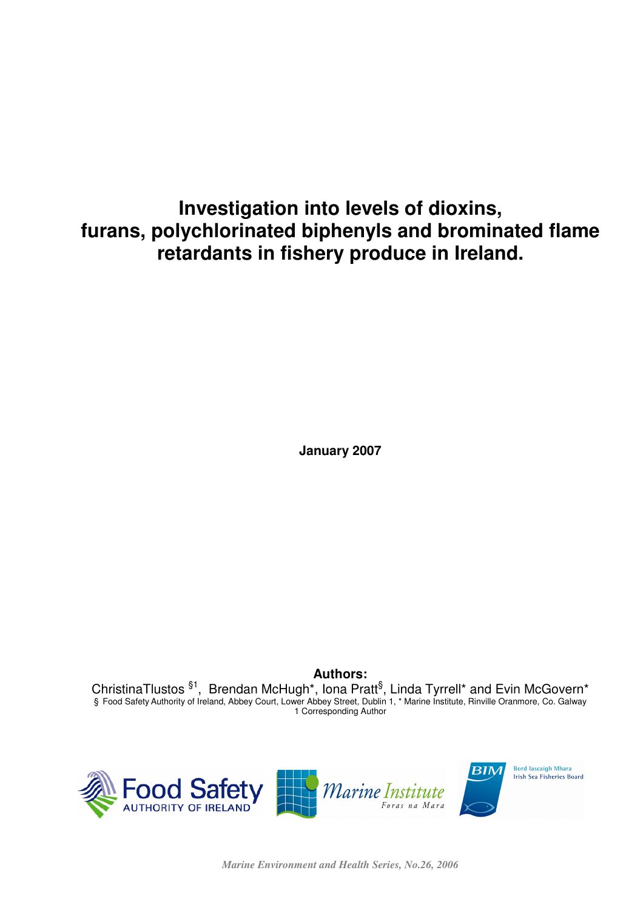# Investigation into levels of dioxins, furans, polychlorinated biphenyls and brominated flame retardants in fishery produce in Ireland.

**January 2007**

**Authors:**

ChristinaTlustos [§1], Brendan McHugh*, Iona Pratt[§], Linda Tyrrell* and Evin McGovern*

§ Food Safety Authority of Ireland, Abbey Court, Lower Abbey Street, Dublin 1, * Marine Institute, Rinville Oranmore, Co. Galway

1 Corresponding Author

Food Safety AUTHORITY OF IRELAND

Marine Institute Foras na Mara

BIM Bord Iascaigh Mhara Irish Sea Fisheries Board

*Marine Environment and Health Series, No.26, 2006*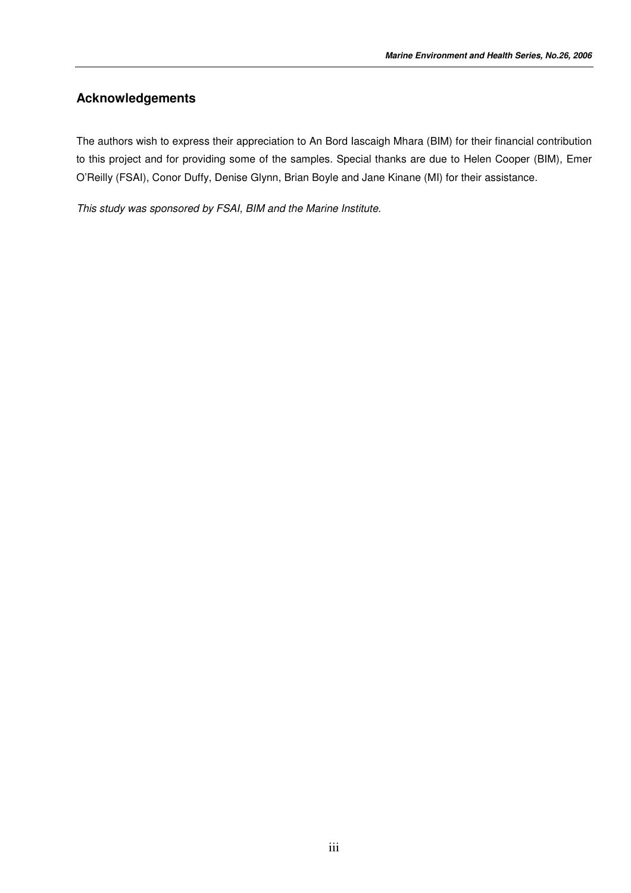## Acknowledgements

The authors wish to express their appreciation to An Bord Iascaigh Mhara (BIM) for their financial contribution to this project and for providing some of the samples. Special thanks are due to Helen Cooper (BIM), Emer O'Reilly (FSAI), Conor Duffy, Denise Glynn, Brian Boyle and Jane Kinane (MI) for their assistance.

*This study was sponsored by FSAI, BIM and the Marine Institute.*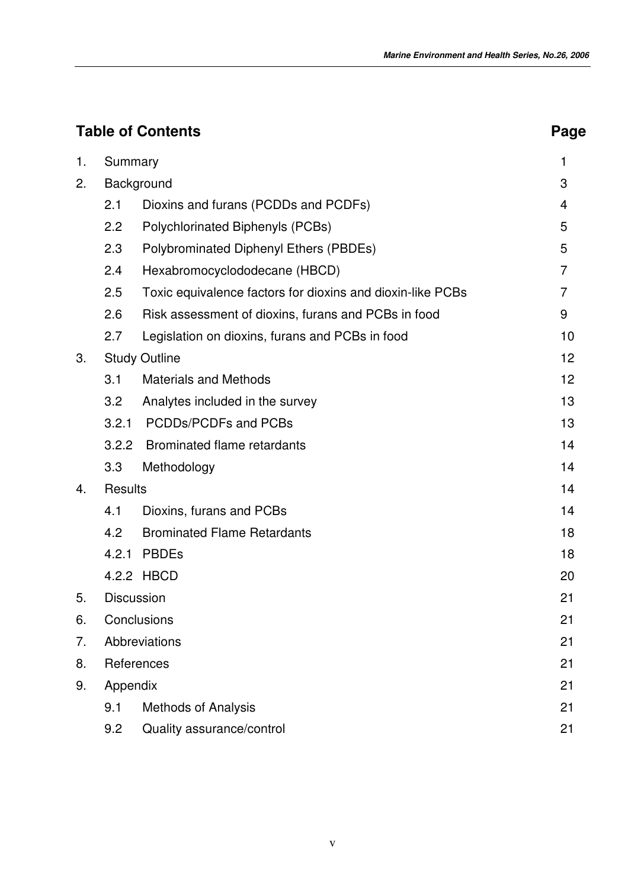## Table of Contents

| | | Page |
|---|---|---|
| 1. | Summary | 1 |
| 2. | Background | 3 |
| | 2.1 Dioxins and furans (PCDDs and PCDFs) | 4 |
| | 2.2 Polychlorinated Biphenyls (PCBs) | 5 |
| | 2.3 Polybrominated Diphenyl Ethers (PBDEs) | 5 |
| | 2.4 Hexabromocyclododecane (HBCD) | 7 |
| | 2.5 Toxic equivalence factors for dioxins and dioxin-like PCBs | 7 |
| | 2.6 Risk assessment of dioxins, furans and PCBs in food | 9 |
| | 2.7 Legislation on dioxins, furans and PCBs in food | 10 |
| 3. | Study Outline | 12 |
| | 3.1 Materials and Methods | 12 |
| | 3.2 Analytes included in the survey | 13 |
| | 3.2.1 PCDDs/PCDFs and PCBs | 13 |
| | 3.2.2 Brominated flame retardants | 14 |
| | 3.3 Methodology | 14 |
| 4. | Results | 14 |
| | 4.1 Dioxins, furans and PCBs | 14 |
| | 4.2 Brominated Flame Retardants | 18 |
| | 4.2.1 PBDEs | 18 |
| | 4.2.2 HBCD | 20 |
| 5. | Discussion | 21 |
| 6. | Conclusions | 21 |
| 7. | Abbreviations | 21 |
| 8. | References | 21 |
| 9. | Appendix | 21 |
| | 9.1 Methods of Analysis | 21 |
| | 9.2 Quality assurance/control | 21 |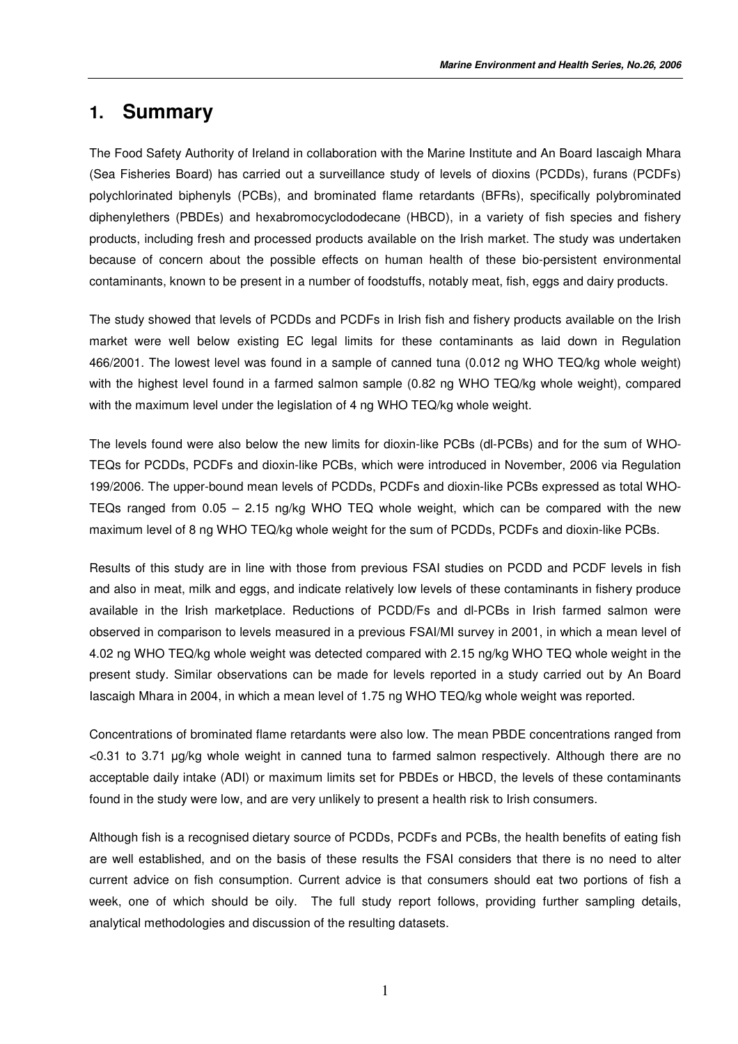# 1. Summary

The Food Safety Authority of Ireland in collaboration with the Marine Institute and An Board Iascaigh Mhara (Sea Fisheries Board) has carried out a surveillance study of levels of dioxins (PCDDs), furans (PCDFs) polychlorinated biphenyls (PCBs), and brominated flame retardants (BFRs), specifically polybrominated diphenylethers (PBDEs) and hexabromocyclododecane (HBCD), in a variety of fish species and fishery products, including fresh and processed products available on the Irish market. The study was undertaken because of concern about the possible effects on human health of these bio-persistent environmental contaminants, known to be present in a number of foodstuffs, notably meat, fish, eggs and dairy products.

The study showed that levels of PCDDs and PCDFs in Irish fish and fishery products available on the Irish market were well below existing EC legal limits for these contaminants as laid down in Regulation 466/2001. The lowest level was found in a sample of canned tuna (0.012 ng WHO TEQ/kg whole weight) with the highest level found in a farmed salmon sample (0.82 ng WHO TEQ/kg whole weight), compared with the maximum level under the legislation of 4 ng WHO TEQ/kg whole weight.

The levels found were also below the new limits for dioxin-like PCBs (dl-PCBs) and for the sum of WHO-TEQs for PCDDs, PCDFs and dioxin-like PCBs, which were introduced in November, 2006 via Regulation 199/2006. The upper-bound mean levels of PCDDs, PCDFs and dioxin-like PCBs expressed as total WHO-TEQs ranged from 0.05 – 2.15 ng/kg WHO TEQ whole weight, which can be compared with the new maximum level of 8 ng WHO TEQ/kg whole weight for the sum of PCDDs, PCDFs and dioxin-like PCBs.

Results of this study are in line with those from previous FSAI studies on PCDD and PCDF levels in fish and also in meat, milk and eggs, and indicate relatively low levels of these contaminants in fishery produce available in the Irish marketplace. Reductions of PCDD/Fs and dl-PCBs in Irish farmed salmon were observed in comparison to levels measured in a previous FSAI/MI survey in 2001, in which a mean level of 4.02 ng WHO TEQ/kg whole weight was detected compared with 2.15 ng/kg WHO TEQ whole weight in the present study. Similar observations can be made for levels reported in a study carried out by An Board Iascaigh Mhara in 2004, in which a mean level of 1.75 ng WHO TEQ/kg whole weight was reported.

Concentrations of brominated flame retardants were also low. The mean PBDE concentrations ranged from <0.31 to 3.71 µg/kg whole weight in canned tuna to farmed salmon respectively. Although there are no acceptable daily intake (ADI) or maximum limits set for PBDEs or HBCD, the levels of these contaminants found in the study were low, and are very unlikely to present a health risk to Irish consumers.

Although fish is a recognised dietary source of PCDDs, PCDFs and PCBs, the health benefits of eating fish are well established, and on the basis of these results the FSAI considers that there is no need to alter current advice on fish consumption. Current advice is that consumers should eat two portions of fish a week, one of which should be oily. The full study report follows, providing further sampling details, analytical methodologies and discussion of the resulting datasets.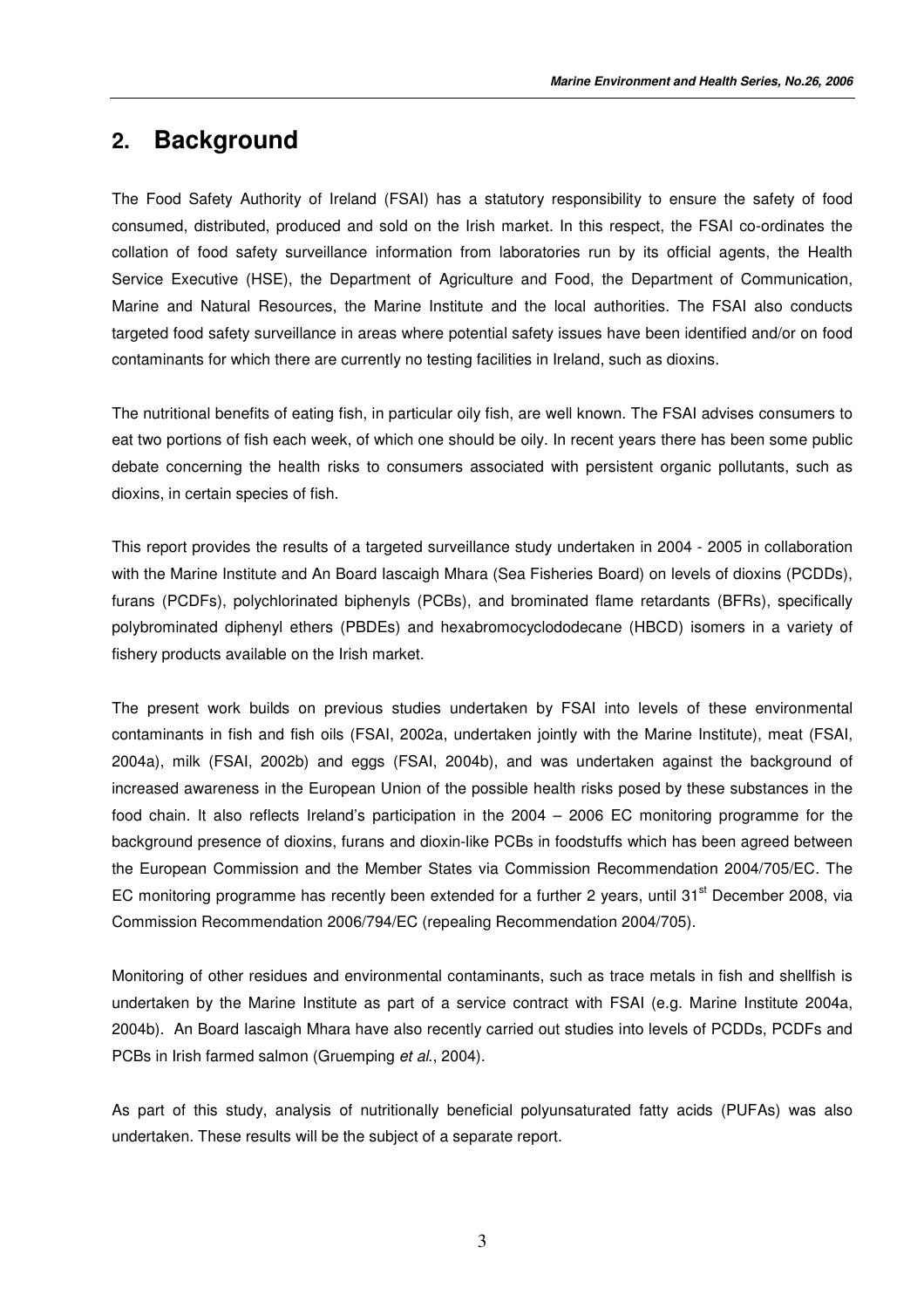## 2. Background

The Food Safety Authority of Ireland (FSAI) has a statutory responsibility to ensure the safety of food consumed, distributed, produced and sold on the Irish market. In this respect, the FSAI co-ordinates the collation of food safety surveillance information from laboratories run by its official agents, the Health Service Executive (HSE), the Department of Agriculture and Food, the Department of Communication, Marine and Natural Resources, the Marine Institute and the local authorities. The FSAI also conducts targeted food safety surveillance in areas where potential safety issues have been identified and/or on food contaminants for which there are currently no testing facilities in Ireland, such as dioxins.

The nutritional benefits of eating fish, in particular oily fish, are well known. The FSAI advises consumers to eat two portions of fish each week, of which one should be oily. In recent years there has been some public debate concerning the health risks to consumers associated with persistent organic pollutants, such as dioxins, in certain species of fish.

This report provides the results of a targeted surveillance study undertaken in 2004 - 2005 in collaboration with the Marine Institute and An Board Iascaigh Mhara (Sea Fisheries Board) on levels of dioxins (PCDDs), furans (PCDFs), polychlorinated biphenyls (PCBs), and brominated flame retardants (BFRs), specifically polybrominated diphenyl ethers (PBDEs) and hexabromocyclododecane (HBCD) isomers in a variety of fishery products available on the Irish market.

The present work builds on previous studies undertaken by FSAI into levels of these environmental contaminants in fish and fish oils (FSAI, 2002a, undertaken jointly with the Marine Institute), meat (FSAI, 2004a), milk (FSAI, 2002b) and eggs (FSAI, 2004b), and was undertaken against the background of increased awareness in the European Union of the possible health risks posed by these substances in the food chain. It also reflects Ireland's participation in the 2004 – 2006 EC monitoring programme for the background presence of dioxins, furans and dioxin-like PCBs in foodstuffs which has been agreed between the European Commission and the Member States via Commission Recommendation 2004/705/EC. The EC monitoring programme has recently been extended for a further 2 years, until 31st December 2008, via Commission Recommendation 2006/794/EC (repealing Recommendation 2004/705).

Monitoring of other residues and environmental contaminants, such as trace metals in fish and shellfish is undertaken by the Marine Institute as part of a service contract with FSAI (e.g. Marine Institute 2004a, 2004b). An Board Iascaigh Mhara have also recently carried out studies into levels of PCDDs, PCDFs and PCBs in Irish farmed salmon (Gruemping *et al.*, 2004).

As part of this study, analysis of nutritionally beneficial polyunsaturated fatty acids (PUFAs) was also undertaken. These results will be the subject of a separate report.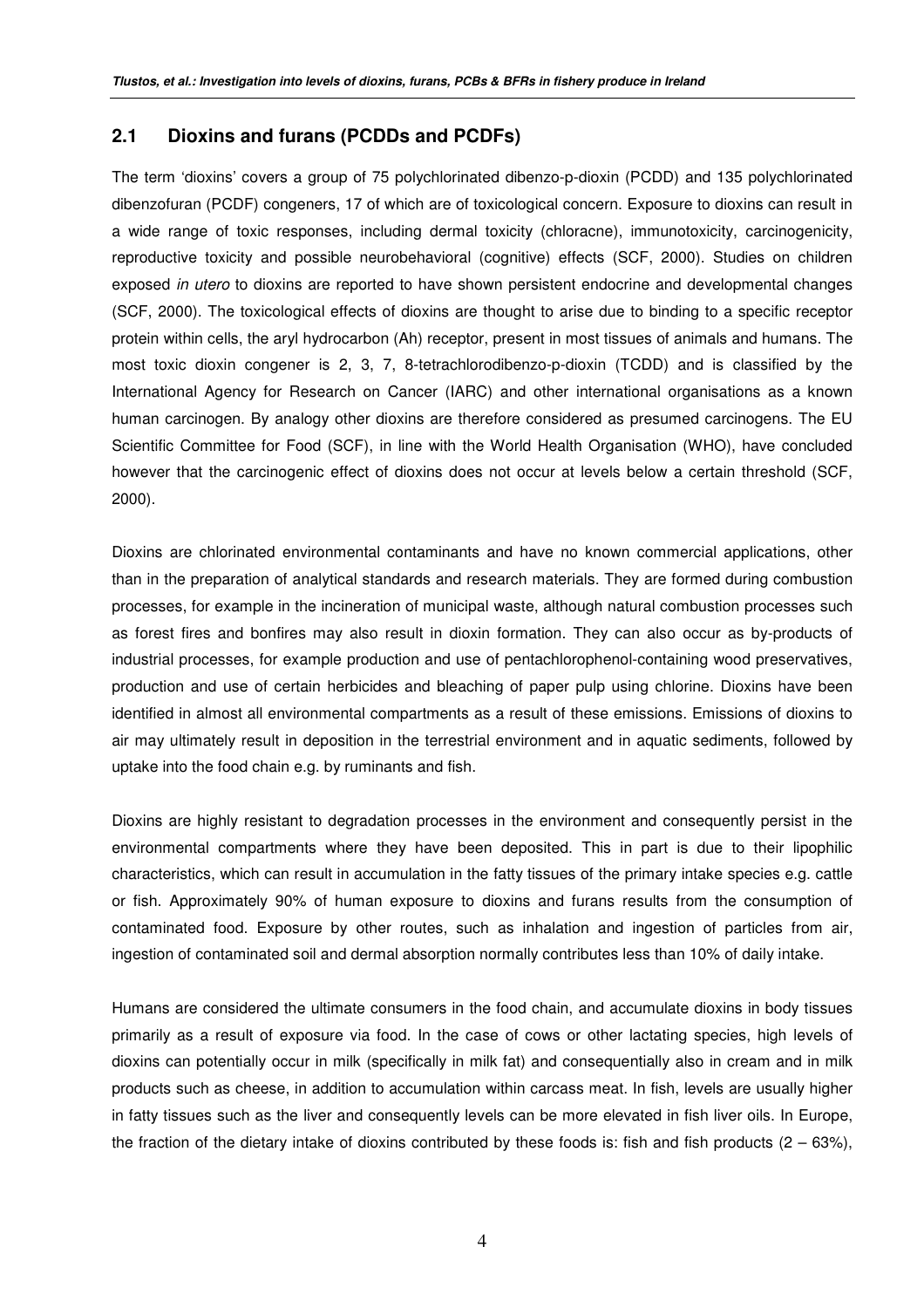## 2.1 Dioxins and furans (PCDDs and PCDFs)

The term 'dioxins' covers a group of 75 polychlorinated dibenzo-p-dioxin (PCDD) and 135 polychlorinated dibenzofuran (PCDF) congeners, 17 of which are of toxicological concern. Exposure to dioxins can result in a wide range of toxic responses, including dermal toxicity (chloracne), immunotoxicity, carcinogenicity, reproductive toxicity and possible neurobehavioral (cognitive) effects (SCF, 2000). Studies on children exposed *in utero* to dioxins are reported to have shown persistent endocrine and developmental changes (SCF, 2000). The toxicological effects of dioxins are thought to arise due to binding to a specific receptor protein within cells, the aryl hydrocarbon (Ah) receptor, present in most tissues of animals and humans. The most toxic dioxin congener is 2, 3, 7, 8-tetrachlorodibenzo-p-dioxin (TCDD) and is classified by the International Agency for Research on Cancer (IARC) and other international organisations as a known human carcinogen. By analogy other dioxins are therefore considered as presumed carcinogens. The EU Scientific Committee for Food (SCF), in line with the World Health Organisation (WHO), have concluded however that the carcinogenic effect of dioxins does not occur at levels below a certain threshold (SCF, 2000).

Dioxins are chlorinated environmental contaminants and have no known commercial applications, other than in the preparation of analytical standards and research materials. They are formed during combustion processes, for example in the incineration of municipal waste, although natural combustion processes such as forest fires and bonfires may also result in dioxin formation. They can also occur as by-products of industrial processes, for example production and use of pentachlorophenol-containing wood preservatives, production and use of certain herbicides and bleaching of paper pulp using chlorine. Dioxins have been identified in almost all environmental compartments as a result of these emissions. Emissions of dioxins to air may ultimately result in deposition in the terrestrial environment and in aquatic sediments, followed by uptake into the food chain e.g. by ruminants and fish.

Dioxins are highly resistant to degradation processes in the environment and consequently persist in the environmental compartments where they have been deposited. This in part is due to their lipophilic characteristics, which can result in accumulation in the fatty tissues of the primary intake species e.g. cattle or fish. Approximately 90% of human exposure to dioxins and furans results from the consumption of contaminated food. Exposure by other routes, such as inhalation and ingestion of particles from air, ingestion of contaminated soil and dermal absorption normally contributes less than 10% of daily intake.

Humans are considered the ultimate consumers in the food chain, and accumulate dioxins in body tissues primarily as a result of exposure via food. In the case of cows or other lactating species, high levels of dioxins can potentially occur in milk (specifically in milk fat) and consequentially also in cream and in milk products such as cheese, in addition to accumulation within carcass meat. In fish, levels are usually higher in fatty tissues such as the liver and consequently levels can be more elevated in fish liver oils. In Europe, the fraction of the dietary intake of dioxins contributed by these foods is: fish and fish products (2 – 63%),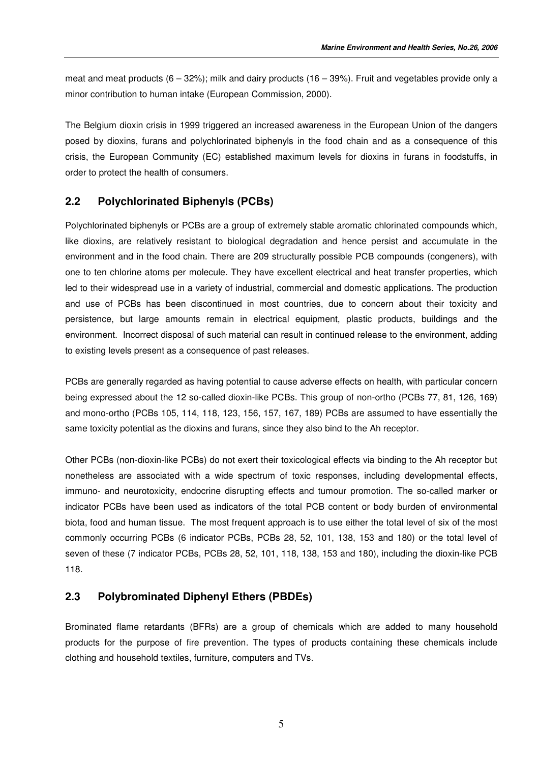meat and meat products (6 – 32%); milk and dairy products (16 – 39%). Fruit and vegetables provide only a minor contribution to human intake (European Commission, 2000).

The Belgium dioxin crisis in 1999 triggered an increased awareness in the European Union of the dangers posed by dioxins, furans and polychlorinated biphenyls in the food chain and as a consequence of this crisis, the European Community (EC) established maximum levels for dioxins in furans in foodstuffs, in order to protect the health of consumers.

## 2.2 Polychlorinated Biphenyls (PCBs)

Polychlorinated biphenyls or PCBs are a group of extremely stable aromatic chlorinated compounds which, like dioxins, are relatively resistant to biological degradation and hence persist and accumulate in the environment and in the food chain. There are 209 structurally possible PCB compounds (congeners), with one to ten chlorine atoms per molecule. They have excellent electrical and heat transfer properties, which led to their widespread use in a variety of industrial, commercial and domestic applications. The production and use of PCBs has been discontinued in most countries, due to concern about their toxicity and persistence, but large amounts remain in electrical equipment, plastic products, buildings and the environment. Incorrect disposal of such material can result in continued release to the environment, adding to existing levels present as a consequence of past releases.

PCBs are generally regarded as having potential to cause adverse effects on health, with particular concern being expressed about the 12 so-called dioxin-like PCBs. This group of non-ortho (PCBs 77, 81, 126, 169) and mono-ortho (PCBs 105, 114, 118, 123, 156, 157, 167, 189) PCBs are assumed to have essentially the same toxicity potential as the dioxins and furans, since they also bind to the Ah receptor.

Other PCBs (non-dioxin-like PCBs) do not exert their toxicological effects via binding to the Ah receptor but nonetheless are associated with a wide spectrum of toxic responses, including developmental effects, immuno- and neurotoxicity, endocrine disrupting effects and tumour promotion. The so-called marker or indicator PCBs have been used as indicators of the total PCB content or body burden of environmental biota, food and human tissue. The most frequent approach is to use either the total level of six of the most commonly occurring PCBs (6 indicator PCBs, PCBs 28, 52, 101, 138, 153 and 180) or the total level of seven of these (7 indicator PCBs, PCBs 28, 52, 101, 118, 138, 153 and 180), including the dioxin-like PCB 118.

## 2.3 Polybrominated Diphenyl Ethers (PBDEs)

Brominated flame retardants (BFRs) are a group of chemicals which are added to many household products for the purpose of fire prevention. The types of products containing these chemicals include clothing and household textiles, furniture, computers and TVs.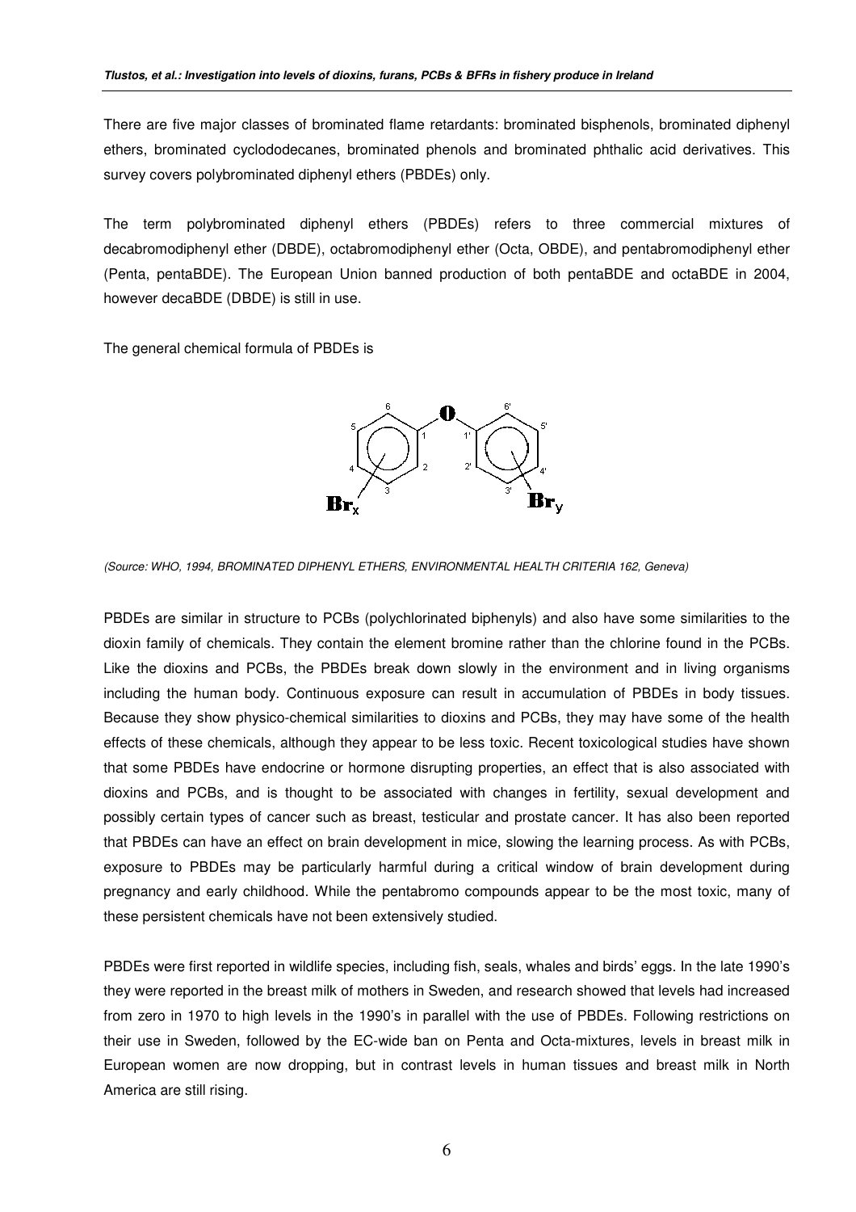There are five major classes of brominated flame retardants: brominated bisphenols, brominated diphenyl ethers, brominated cyclododecanes, brominated phenols and brominated phthalic acid derivatives. This survey covers polybrominated diphenyl ethers (PBDEs) only.

The term polybrominated diphenyl ethers (PBDEs) refers to three commercial mixtures of decabromodiphenyl ether (DBDE), octabromodiphenyl ether (Octa, OBDE), and pentabromodiphenyl ether (Penta, pentaBDE). The European Union banned production of both pentaBDE and octaBDE in 2004, however decaBDE (DBDE) is still in use.

The general chemical formula of PBDEs is

*(Source: WHO, 1994, BROMINATED DIPHENYL ETHERS, ENVIRONMENTAL HEALTH CRITERIA 162, Geneva)*

PBDEs are similar in structure to PCBs (polychlorinated biphenyls) and also have some similarities to the dioxin family of chemicals. They contain the element bromine rather than the chlorine found in the PCBs. Like the dioxins and PCBs, the PBDEs break down slowly in the environment and in living organisms including the human body. Continuous exposure can result in accumulation of PBDEs in body tissues. Because they show physico-chemical similarities to dioxins and PCBs, they may have some of the health effects of these chemicals, although they appear to be less toxic. Recent toxicological studies have shown that some PBDEs have endocrine or hormone disrupting properties, an effect that is also associated with dioxins and PCBs, and is thought to be associated with changes in fertility, sexual development and possibly certain types of cancer such as breast, testicular and prostate cancer. It has also been reported that PBDEs can have an effect on brain development in mice, slowing the learning process. As with PCBs, exposure to PBDEs may be particularly harmful during a critical window of brain development during pregnancy and early childhood. While the pentabromo compounds appear to be the most toxic, many of these persistent chemicals have not been extensively studied.

PBDEs were first reported in wildlife species, including fish, seals, whales and birds' eggs. In the late 1990's they were reported in the breast milk of mothers in Sweden, and research showed that levels had increased from zero in 1970 to high levels in the 1990's in parallel with the use of PBDEs. Following restrictions on their use in Sweden, followed by the EC-wide ban on Penta and Octa-mixtures, levels in breast milk in European women are now dropping, but in contrast levels in human tissues and breast milk in North America are still rising.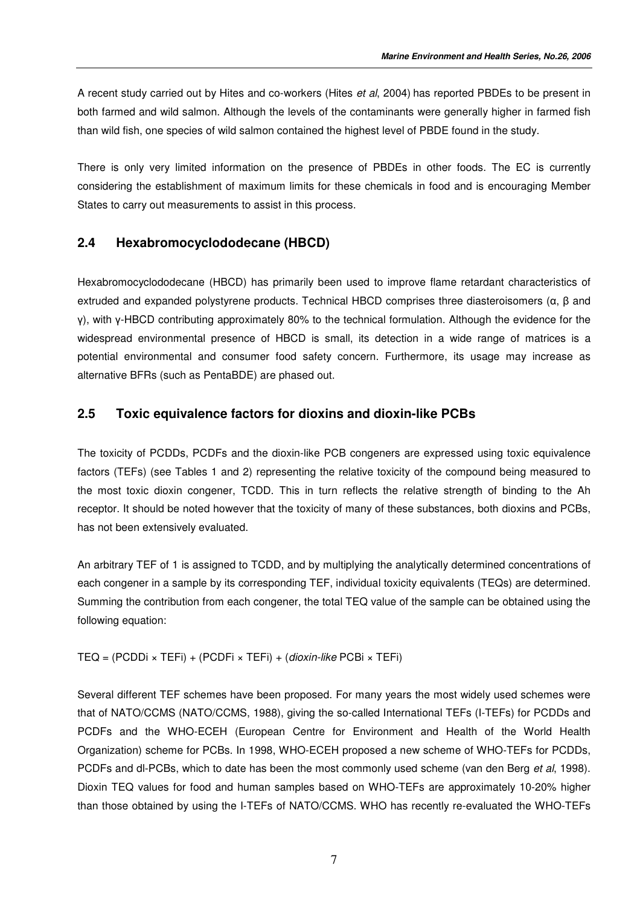A recent study carried out by Hites and co-workers (Hites *et al*, 2004) has reported PBDEs to be present in both farmed and wild salmon. Although the levels of the contaminants were generally higher in farmed fish than wild fish, one species of wild salmon contained the highest level of PBDE found in the study.

There is only very limited information on the presence of PBDEs in other foods. The EC is currently considering the establishment of maximum limits for these chemicals in food and is encouraging Member States to carry out measurements to assist in this process.

## 2.4 Hexabromocyclododecane (HBCD)

Hexabromocyclododecane (HBCD) has primarily been used to improve flame retardant characteristics of extruded and expanded polystyrene products. Technical HBCD comprises three diasteroisomers (α, β and γ), with γ-HBCD contributing approximately 80% to the technical formulation. Although the evidence for the widespread environmental presence of HBCD is small, its detection in a wide range of matrices is a potential environmental and consumer food safety concern. Furthermore, its usage may increase as alternative BFRs (such as PentaBDE) are phased out.

## 2.5 Toxic equivalence factors for dioxins and dioxin-like PCBs

The toxicity of PCDDs, PCDFs and the dioxin-like PCB congeners are expressed using toxic equivalence factors (TEFs) (see Tables 1 and 2) representing the relative toxicity of the compound being measured to the most toxic dioxin congener, TCDD. This in turn reflects the relative strength of binding to the Ah receptor. It should be noted however that the toxicity of many of these substances, both dioxins and PCBs, has not been extensively evaluated.

An arbitrary TEF of 1 is assigned to TCDD, and by multiplying the analytically determined concentrations of each congener in a sample by its corresponding TEF, individual toxicity equivalents (TEQs) are determined. Summing the contribution from each congener, the total TEQ value of the sample can be obtained using the following equation:

$$TEQ = (PCDD_i \times TEF_i) + (PCDF_i \times TEF_i) + (\textit{dioxin-like}\ PCB_i \times TEF_i)$$

Several different TEF schemes have been proposed. For many years the most widely used schemes were that of NATO/CCMS (NATO/CCMS, 1988), giving the so-called International TEFs (I-TEFs) for PCDDs and PCDFs and the WHO-ECEH (European Centre for Environment and Health of the World Health Organization) scheme for PCBs. In 1998, WHO-ECEH proposed a new scheme of WHO-TEFs for PCDDs, PCDFs and dl-PCBs, which to date has been the most commonly used scheme (van den Berg *et al*, 1998). Dioxin TEQ values for food and human samples based on WHO-TEFs are approximately 10-20% higher than those obtained by using the I-TEFs of NATO/CCMS. WHO has recently re-evaluated the WHO-TEFs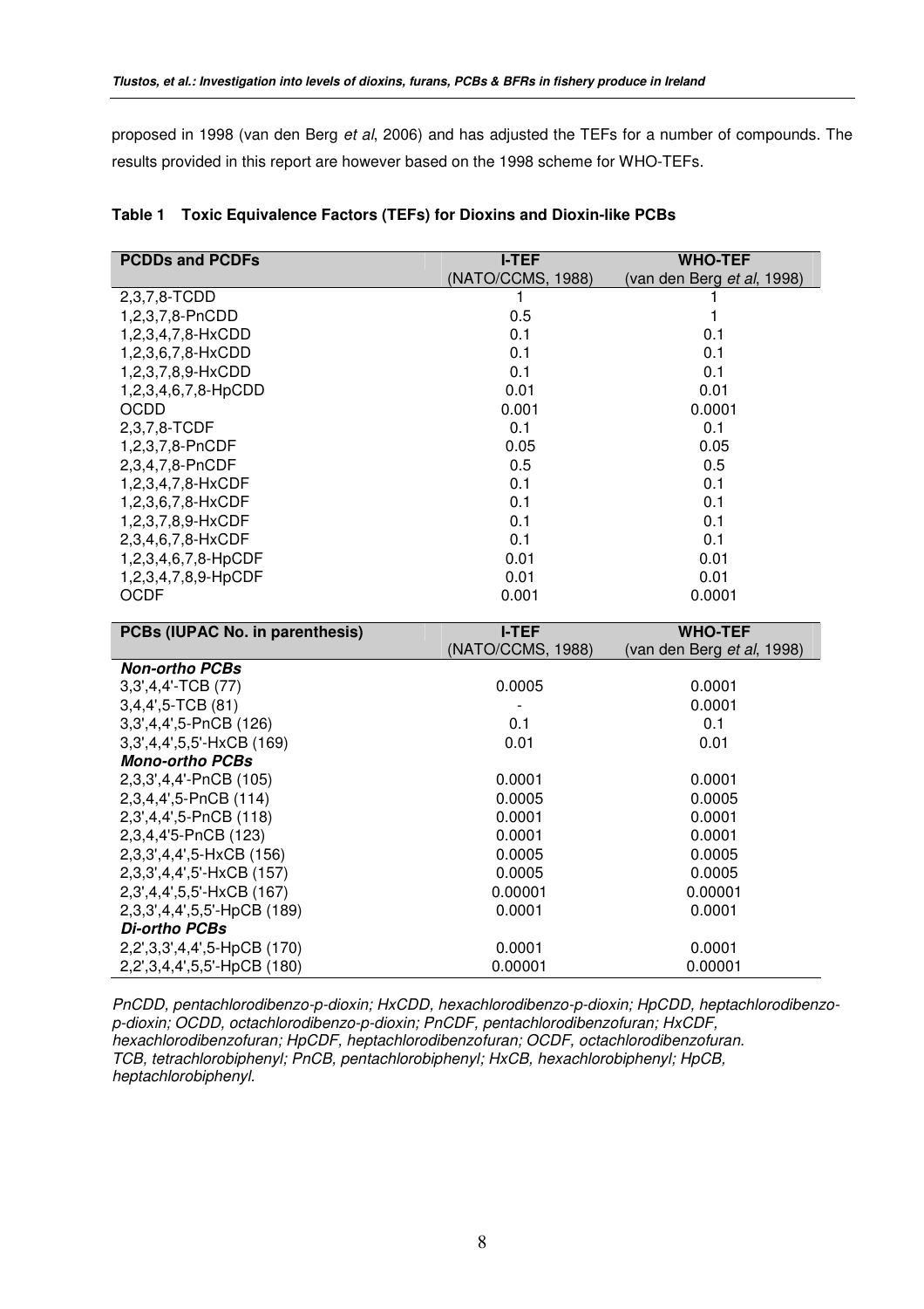proposed in 1998 (van den Berg *et al*, 2006) and has adjusted the TEFs for a number of compounds. The results provided in this report are however based on the 1998 scheme for WHO-TEFs.

**Table 1 Toxic Equivalence Factors (TEFs) for Dioxins and Dioxin-like PCBs**

| PCDDs and PCDFs | I-TEF (NATO/CCMS, 1988) | WHO-TEF (van den Berg *et al*, 1998) |
|---|---|---|
| 2,3,7,8-TCDD | 1 | 1 |
| 1,2,3,7,8-PnCDD | 0.5 | 1 |
| 1,2,3,4,7,8-HxCDD | 0.1 | 0.1 |
| 1,2,3,6,7,8-HxCDD | 0.1 | 0.1 |
| 1,2,3,7,8,9-HxCDD | 0.1 | 0.1 |
| 1,2,3,4,6,7,8-HpCDD | 0.01 | 0.01 |
| OCDD | 0.001 | 0.0001 |
| 2,3,7,8-TCDF | 0.1 | 0.1 |
| 1,2,3,7,8-PnCDF | 0.05 | 0.05 |
| 2,3,4,7,8-PnCDF | 0.5 | 0.5 |
| 1,2,3,4,7,8-HxCDF | 0.1 | 0.1 |
| 1,2,3,6,7,8-HxCDF | 0.1 | 0.1 |
| 1,2,3,7,8,9-HxCDF | 0.1 | 0.1 |
| 2,3,4,6,7,8-HxCDF | 0.1 | 0.1 |
| 1,2,3,4,6,7,8-HpCDF | 0.01 | 0.01 |
| 1,2,3,4,7,8,9-HpCDF | 0.01 | 0.01 |
| OCDF | 0.001 | 0.0001 |
| **PCBs (IUPAC No. in parenthesis)** | **I-TEF** (NATO/CCMS, 1988) | **WHO-TEF** (van den Berg *et al*, 1998) |
| ***Non-ortho PCBs*** | | |
| 3,3',4,4'-TCB (77) | 0.0005 | 0.0001 |
| 3,4,4',5-TCB (81) | - | 0.0001 |
| 3,3',4,4',5-PnCB (126) | 0.1 | 0.1 |
| 3,3',4,4',5,5'-HxCB (169) | 0.01 | 0.01 |
| ***Mono-ortho PCBs*** | | |
| 2,3,3',4,4'-PnCB (105) | 0.0001 | 0.0001 |
| 2,3,4,4',5-PnCB (114) | 0.0005 | 0.0005 |
| 2,3',4,4',5-PnCB (118) | 0.0001 | 0.0001 |
| 2,3,4,4'5-PnCB (123) | 0.0001 | 0.0001 |
| 2,3,3',4,4',5-HxCB (156) | 0.0005 | 0.0005 |
| 2,3,3',4,4',5'-HxCB (157) | 0.0005 | 0.0005 |
| 2,3',4,4',5,5'-HxCB (167) | 0.00001 | 0.00001 |
| 2,3,3',4,4',5,5'-HpCB (189) | 0.0001 | 0.0001 |
| ***Di-ortho PCBs*** | | |
| 2,2',3,3',4,4',5-HpCB (170) | 0.0001 | 0.0001 |
| 2,2',3,4,4',5,5'-HpCB (180) | 0.00001 | 0.00001 |

*PnCDD, pentachlorodibenzo-p-dioxin; HxCDD, hexachlorodibenzo-p-dioxin; HpCDD, heptachlorodibenzo-p-dioxin; OCDD, octachlorodibenzo-p-dioxin; PnCDF, pentachlorodibenzofuran; HxCDF, hexachlorodibenzofuran; HpCDF, heptachlorodibenzofuran; OCDF, octachlorodibenzofuran. TCB, tetrachlorobiphenyl; PnCB, pentachlorobiphenyl; HxCB, hexachlorobiphenyl; HpCB, heptachlorobiphenyl.*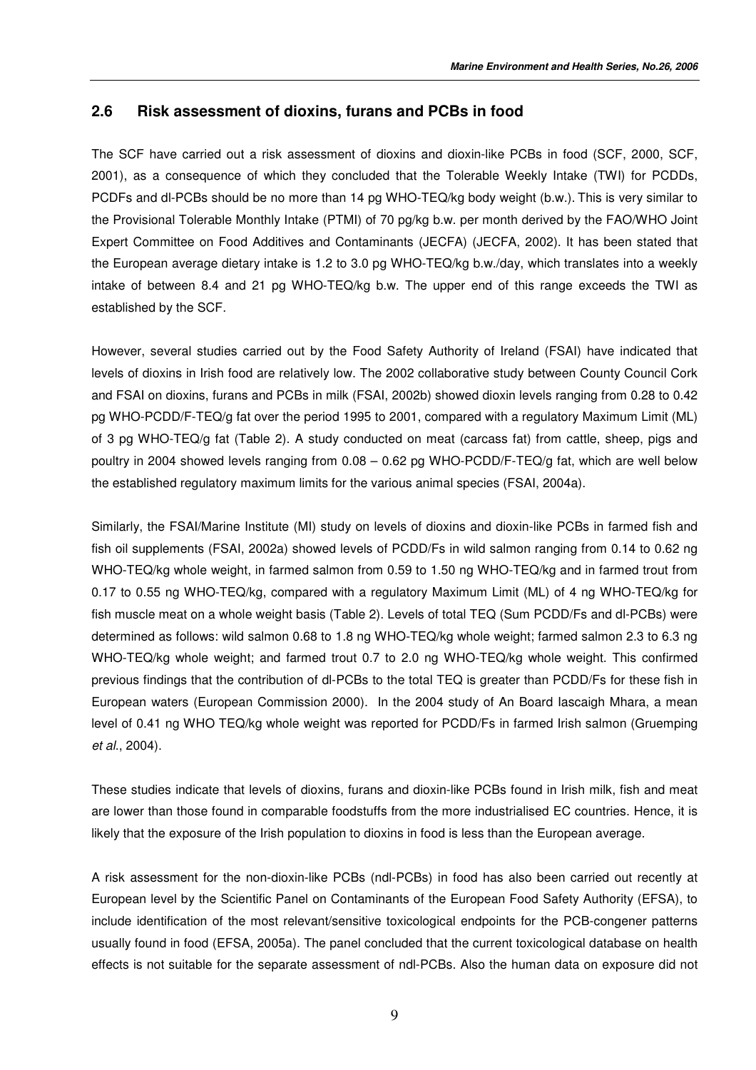## 2.6 Risk assessment of dioxins, furans and PCBs in food

The SCF have carried out a risk assessment of dioxins and dioxin-like PCBs in food (SCF, 2000, SCF, 2001), as a consequence of which they concluded that the Tolerable Weekly Intake (TWI) for PCDDs, PCDFs and dl-PCBs should be no more than 14 pg WHO-TEQ/kg body weight (b.w.). This is very similar to the Provisional Tolerable Monthly Intake (PTMI) of 70 pg/kg b.w. per month derived by the FAO/WHO Joint Expert Committee on Food Additives and Contaminants (JECFA) (JECFA, 2002). It has been stated that the European average dietary intake is 1.2 to 3.0 pg WHO-TEQ/kg b.w./day, which translates into a weekly intake of between 8.4 and 21 pg WHO-TEQ/kg b.w. The upper end of this range exceeds the TWI as established by the SCF.

However, several studies carried out by the Food Safety Authority of Ireland (FSAI) have indicated that levels of dioxins in Irish food are relatively low. The 2002 collaborative study between County Council Cork and FSAI on dioxins, furans and PCBs in milk (FSAI, 2002b) showed dioxin levels ranging from 0.28 to 0.42 pg WHO-PCDD/F-TEQ/g fat over the period 1995 to 2001, compared with a regulatory Maximum Limit (ML) of 3 pg WHO-TEQ/g fat (Table 2). A study conducted on meat (carcass fat) from cattle, sheep, pigs and poultry in 2004 showed levels ranging from 0.08 – 0.62 pg WHO-PCDD/F-TEQ/g fat, which are well below the established regulatory maximum limits for the various animal species (FSAI, 2004a).

Similarly, the FSAI/Marine Institute (MI) study on levels of dioxins and dioxin-like PCBs in farmed fish and fish oil supplements (FSAI, 2002a) showed levels of PCDD/Fs in wild salmon ranging from 0.14 to 0.62 ng WHO-TEQ/kg whole weight, in farmed salmon from 0.59 to 1.50 ng WHO-TEQ/kg and in farmed trout from 0.17 to 0.55 ng WHO-TEQ/kg, compared with a regulatory Maximum Limit (ML) of 4 ng WHO-TEQ/kg for fish muscle meat on a whole weight basis (Table 2). Levels of total TEQ (Sum PCDD/Fs and dl-PCBs) were determined as follows: wild salmon 0.68 to 1.8 ng WHO-TEQ/kg whole weight; farmed salmon 2.3 to 6.3 ng WHO-TEQ/kg whole weight; and farmed trout 0.7 to 2.0 ng WHO-TEQ/kg whole weight. This confirmed previous findings that the contribution of dl-PCBs to the total TEQ is greater than PCDD/Fs for these fish in European waters (European Commission 2000). In the 2004 study of An Board Iascaigh Mhara, a mean level of 0.41 ng WHO TEQ/kg whole weight was reported for PCDD/Fs in farmed Irish salmon (Gruemping *et al.*, 2004).

These studies indicate that levels of dioxins, furans and dioxin-like PCBs found in Irish milk, fish and meat are lower than those found in comparable foodstuffs from the more industrialised EC countries. Hence, it is likely that the exposure of the Irish population to dioxins in food is less than the European average.

A risk assessment for the non-dioxin-like PCBs (ndl-PCBs) in food has also been carried out recently at European level by the Scientific Panel on Contaminants of the European Food Safety Authority (EFSA), to include identification of the most relevant/sensitive toxicological endpoints for the PCB-congener patterns usually found in food (EFSA, 2005a). The panel concluded that the current toxicological database on health effects is not suitable for the separate assessment of ndl-PCBs. Also the human data on exposure did not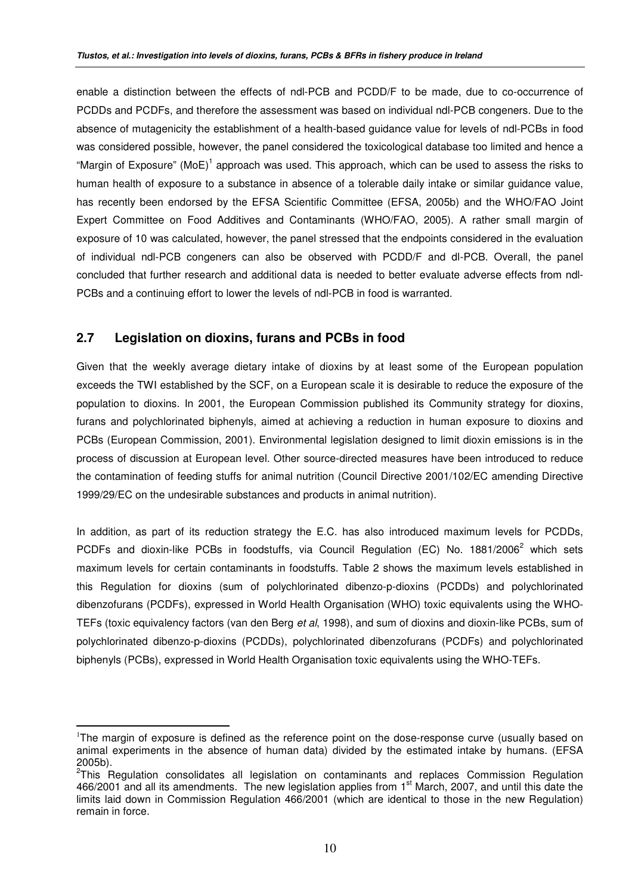enable a distinction between the effects of ndl-PCB and PCDD/F to be made, due to co-occurrence of PCDDs and PCDFs, and therefore the assessment was based on individual ndl-PCB congeners. Due to the absence of mutagenicity the establishment of a health-based guidance value for levels of ndl-PCBs in food was considered possible, however, the panel considered the toxicological database too limited and hence a "Margin of Exposure" (MoE)[1] approach was used. This approach, which can be used to assess the risks to human health of exposure to a substance in absence of a tolerable daily intake or similar guidance value, has recently been endorsed by the EFSA Scientific Committee (EFSA, 2005b) and the WHO/FAO Joint Expert Committee on Food Additives and Contaminants (WHO/FAO, 2005). A rather small margin of exposure of 10 was calculated, however, the panel stressed that the endpoints considered in the evaluation of individual ndl-PCB congeners can also be observed with PCDD/F and dl-PCB. Overall, the panel concluded that further research and additional data is needed to better evaluate adverse effects from ndl-PCBs and a continuing effort to lower the levels of ndl-PCB in food is warranted.

## 2.7 Legislation on dioxins, furans and PCBs in food

Given that the weekly average dietary intake of dioxins by at least some of the European population exceeds the TWI established by the SCF, on a European scale it is desirable to reduce the exposure of the population to dioxins. In 2001, the European Commission published its Community strategy for dioxins, furans and polychlorinated biphenyls, aimed at achieving a reduction in human exposure to dioxins and PCBs (European Commission, 2001). Environmental legislation designed to limit dioxin emissions is in the process of discussion at European level. Other source-directed measures have been introduced to reduce the contamination of feeding stuffs for animal nutrition (Council Directive 2001/102/EC amending Directive 1999/29/EC on the undesirable substances and products in animal nutrition).

In addition, as part of its reduction strategy the E.C. has also introduced maximum levels for PCDDs, PCDFs and dioxin-like PCBs in foodstuffs, via Council Regulation (EC) No. 1881/2006[2] which sets maximum levels for certain contaminants in foodstuffs. Table 2 shows the maximum levels established in this Regulation for dioxins (sum of polychlorinated dibenzo-p-dioxins (PCDDs) and polychlorinated dibenzofurans (PCDFs), expressed in World Health Organisation (WHO) toxic equivalents using the WHO-TEFs (toxic equivalency factors (van den Berg *et al*, 1998), and sum of dioxins and dioxin-like PCBs, sum of polychlorinated dibenzo-p-dioxins (PCDDs), polychlorinated dibenzofurans (PCDFs) and polychlorinated biphenyls (PCBs), expressed in World Health Organisation toxic equivalents using the WHO-TEFs.

---

[1] The margin of exposure is defined as the reference point on the dose-response curve (usually based on animal experiments in the absence of human data) divided by the estimated intake by humans. (EFSA 2005b).

[2] This Regulation consolidates all legislation on contaminants and replaces Commission Regulation 466/2001 and all its amendments. The new legislation applies from 1st March, 2007, and until this date the limits laid down in Commission Regulation 466/2001 (which are identical to those in the new Regulation) remain in force.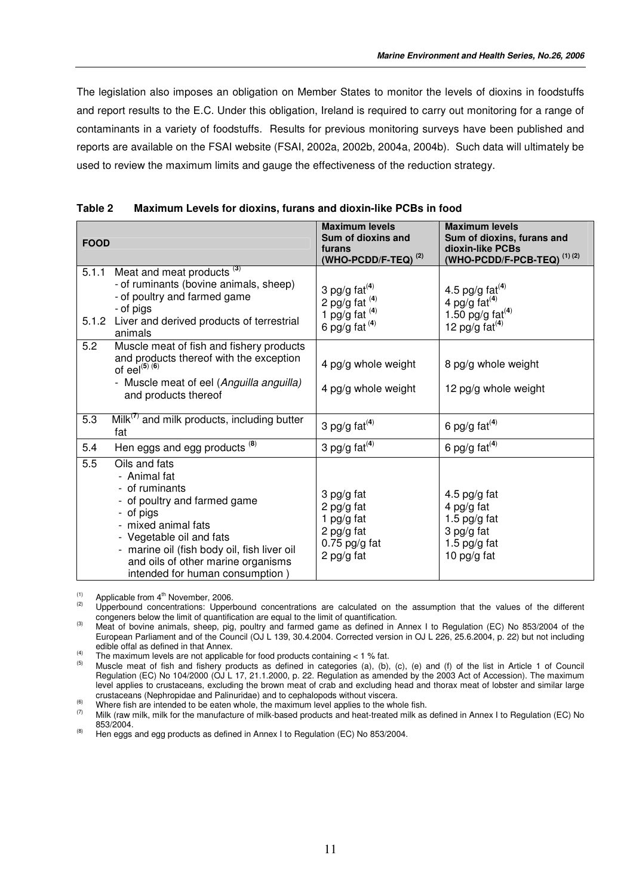The legislation also imposes an obligation on Member States to monitor the levels of dioxins in foodstuffs and report results to the E.C. Under this obligation, Ireland is required to carry out monitoring for a range of contaminants in a variety of foodstuffs. Results for previous monitoring surveys have been published and reports are available on the FSAI website (FSAI, 2002a, 2002b, 2004a, 2004b). Such data will ultimately be used to review the maximum limits and gauge the effectiveness of the reduction strategy.

**Table 2 Maximum Levels for dioxins, furans and dioxin-like PCBs in food**

| FOOD | Maximum levels Sum of dioxins and furans (WHO-PCDD/F-TEQ) [(2)] | Maximum levels Sum of dioxins, furans and dioxin-like PCBs (WHO-PCDD/F-PCB-TEQ) [(1) (2)] |
|---|---|---|
| 5.1.1 Meat and meat products [(3)] | | |
| - of ruminants (bovine animals, sheep) | 3 pg/g fat[(4)] | 4.5 pg/g fat[(4)] |
| - of poultry and farmed game | 2 pg/g fat [(4)] | 4 pg/g fat[(4)] |
| - of pigs | 1 pg/g fat [(4)] | 1.50 pg/g fat[(4)] |
| 5.1.2 Liver and derived products of terrestrial animals | 6 pg/g fat [(4)] | 12 pg/g fat[(4)] |
| 5.2 Muscle meat of fish and fishery products and products thereof with the exception of eel[(5) (6)] | 4 pg/g whole weight | 8 pg/g whole weight |
| - Muscle meat of eel (*Anguilla anguilla*) and products thereof | 4 pg/g whole weight | 12 pg/g whole weight |
| 5.3 Milk[(7)] and milk products, including butter fat | 3 pg/g fat[(4)] | 6 pg/g fat[(4)] |
| 5.4 Hen eggs and egg products [(8)] | 3 pg/g fat[(4)] | 6 pg/g fat[(4)] |
| 5.5 Oils and fats | | |
| - Animal fat | | |
| - of ruminants | 3 pg/g fat | 4.5 pg/g fat |
| - of poultry and farmed game | 2 pg/g fat | 4 pg/g fat |
| - of pigs | 1 pg/g fat | 1.5 pg/g fat |
| - mixed animal fats | 2 pg/g fat | 3 pg/g fat |
| - Vegetable oil and fats | 0.75 pg/g fat | 1.5 pg/g fat |
| - marine oil (fish body oil, fish liver oil and oils of other marine organisms intended for human consumption ) | 2 pg/g fat | 10 pg/g fat |

(1) Applicable from 4th November, 2006.

(2) Upperbound concentrations: Upperbound concentrations are calculated on the assumption that the values of the different congeners below the limit of quantification are equal to the limit of quantification.

(3) Meat of bovine animals, sheep, pig, poultry and farmed game as defined in Annex I to Regulation (EC) No 853/2004 of the European Parliament and of the Council (OJ L 139, 30.4.2004. Corrected version in OJ L 226, 25.6.2004, p. 22) but not including edible offal as defined in that Annex.

(4) The maximum levels are not applicable for food products containing < 1 % fat.

(5) Muscle meat of fish and fishery products as defined in categories (a), (b), (c), (e) and (f) of the list in Article 1 of Council Regulation (EC) No 104/2000 (OJ L 17, 21.1.2000, p. 22. Regulation as amended by the 2003 Act of Accession). The maximum level applies to crustaceans, excluding the brown meat of crab and excluding head and thorax meat of lobster and similar large crustaceans (Nephropidae and Palinuridae) and to cephalopods without viscera.

(6) Where fish are intended to be eaten whole, the maximum level applies to the whole fish.

(7) Milk (raw milk, milk for the manufacture of milk-based products and heat-treated milk as defined in Annex I to Regulation (EC) No 853/2004.

(8) Hen eggs and egg products as defined in Annex I to Regulation (EC) No 853/2004.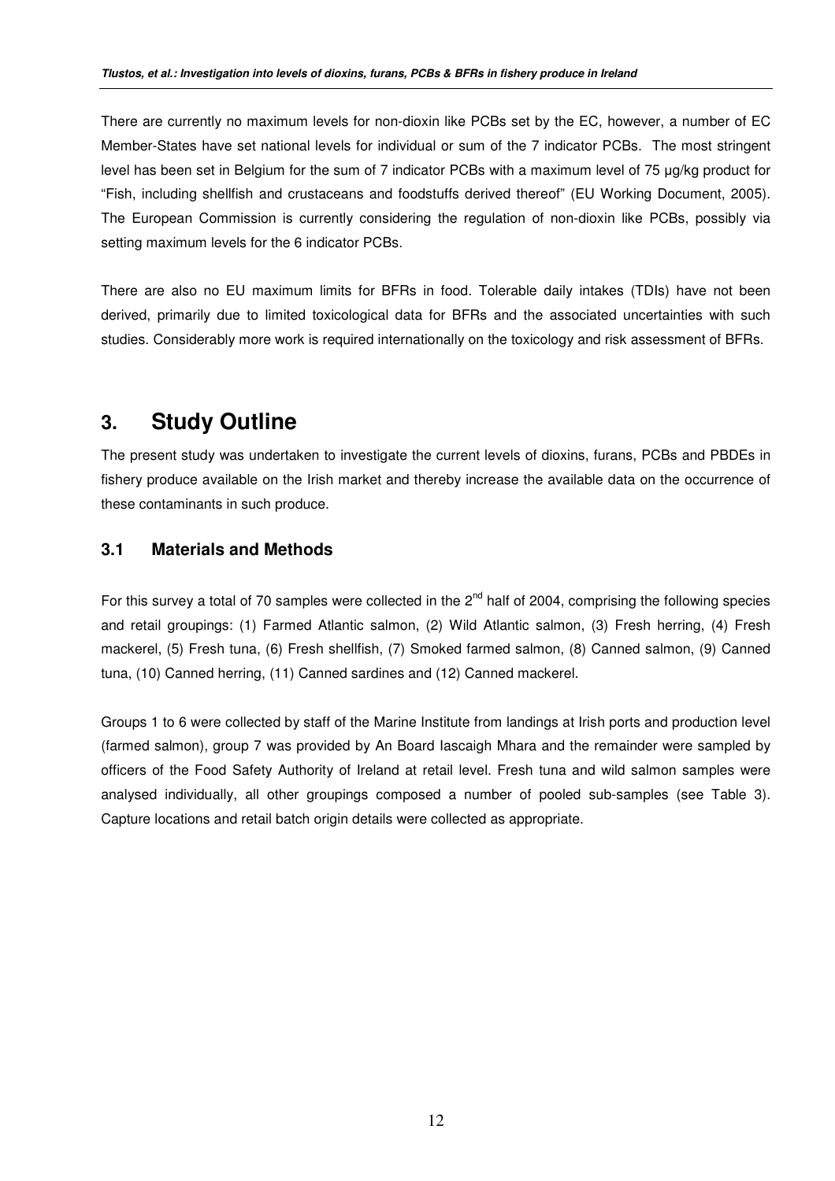There are currently no maximum levels for non-dioxin like PCBs set by the EC, however, a number of EC Member-States have set national levels for individual or sum of the 7 indicator PCBs. The most stringent level has been set in Belgium for the sum of 7 indicator PCBs with a maximum level of 75 µg/kg product for "Fish, including shellfish and crustaceans and foodstuffs derived thereof" (EU Working Document, 2005). The European Commission is currently considering the regulation of non-dioxin like PCBs, possibly via setting maximum levels for the 6 indicator PCBs.

There are also no EU maximum limits for BFRs in food. Tolerable daily intakes (TDIs) have not been derived, primarily due to limited toxicological data for BFRs and the associated uncertainties with such studies. Considerably more work is required internationally on the toxicology and risk assessment of BFRs.

# 3. Study Outline

The present study was undertaken to investigate the current levels of dioxins, furans, PCBs and PBDEs in fishery produce available on the Irish market and thereby increase the available data on the occurrence of these contaminants in such produce.

## 3.1 Materials and Methods

For this survey a total of 70 samples were collected in the 2nd half of 2004, comprising the following species and retail groupings: (1) Farmed Atlantic salmon, (2) Wild Atlantic salmon, (3) Fresh herring, (4) Fresh mackerel, (5) Fresh tuna, (6) Fresh shellfish, (7) Smoked farmed salmon, (8) Canned salmon, (9) Canned tuna, (10) Canned herring, (11) Canned sardines and (12) Canned mackerel.

Groups 1 to 6 were collected by staff of the Marine Institute from landings at Irish ports and production level (farmed salmon), group 7 was provided by An Board Iascaigh Mhara and the remainder were sampled by officers of the Food Safety Authority of Ireland at retail level. Fresh tuna and wild salmon samples were analysed individually, all other groupings composed a number of pooled sub-samples (see Table 3). Capture locations and retail batch origin details were collected as appropriate.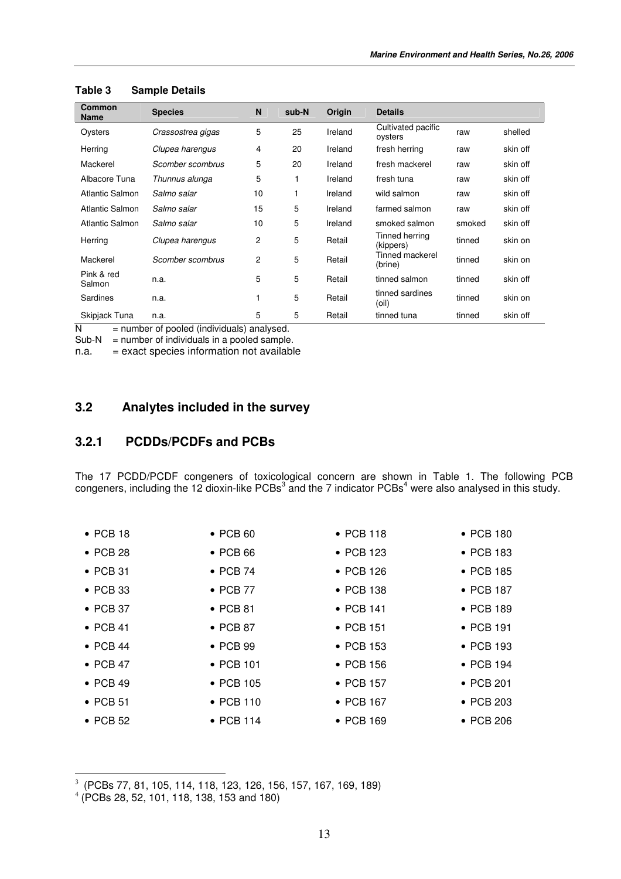**Table 3 Sample Details**

| Common Name | Species | N | sub-N | Origin | Details | | |
|---|---|---|---|---|---|---|---|
| Oysters | *Crassostrea gigas* | 5 | 25 | Ireland | Cultivated pacific oysters | raw | shelled |
| Herring | *Clupea harengus* | 4 | 20 | Ireland | fresh herring | raw | skin off |
| Mackerel | *Scomber scombrus* | 5 | 20 | Ireland | fresh mackerel | raw | skin off |
| Albacore Tuna | *Thunnus alunga* | 5 | 1 | Ireland | fresh tuna | raw | skin off |
| Atlantic Salmon | *Salmo salar* | 10 | 1 | Ireland | wild salmon | raw | skin off |
| Atlantic Salmon | *Salmo salar* | 15 | 5 | Ireland | farmed salmon | raw | skin off |
| Atlantic Salmon | *Salmo salar* | 10 | 5 | Ireland | smoked salmon | smoked | skin off |
| Herring | *Clupea harengus* | 2 | 5 | Retail | Tinned herring (kippers) | tinned | skin on |
| Mackerel | *Scomber scombrus* | 2 | 5 | Retail | Tinned mackerel (brine) | tinned | skin on |
| Pink & red Salmon | n.a. | 5 | 5 | Retail | tinned salmon | tinned | skin off |
| Sardines | n.a. | 1 | 5 | Retail | tinned sardines (oil) | tinned | skin on |
| Skipjack Tuna | n.a. | 5 | 5 | Retail | tinned tuna | tinned | skin off |

N = number of pooled (individuals) analysed.
Sub-N = number of individuals in a pooled sample.
n.a. = exact species information not available

## 3.2 Analytes included in the survey

### 3.2.1 PCDDs/PCDFs and PCBs

The 17 PCDD/PCDF congeners of toxicological concern are shown in Table 1. The following PCB congeners, including the 12 dioxin-like PCBs[3] and the 7 indicator PCBs[4] were also analysed in this study.

- PCB 18
- PCB 28
- PCB 31
- PCB 33
- PCB 37
- PCB 41
- PCB 44
- PCB 47
- PCB 49
- PCB 51
- PCB 52
- PCB 60
- PCB 66
- PCB 74
- PCB 77
- PCB 81
- PCB 87
- PCB 99
- PCB 101
- PCB 105
- PCB 110
- PCB 114
- PCB 118
- PCB 123
- PCB 126
- PCB 138
- PCB 141
- PCB 151
- PCB 153
- PCB 156
- PCB 157
- PCB 167
- PCB 169
- PCB 180
- PCB 183
- PCB 185
- PCB 187
- PCB 189
- PCB 191
- PCB 193
- PCB 194
- PCB 201
- PCB 203
- PCB 206

---

[3] (PCBs 77, 81, 105, 114, 118, 123, 126, 156, 157, 167, 169, 189)

[4] (PCBs 28, 52, 101, 118, 138, 153 and 180)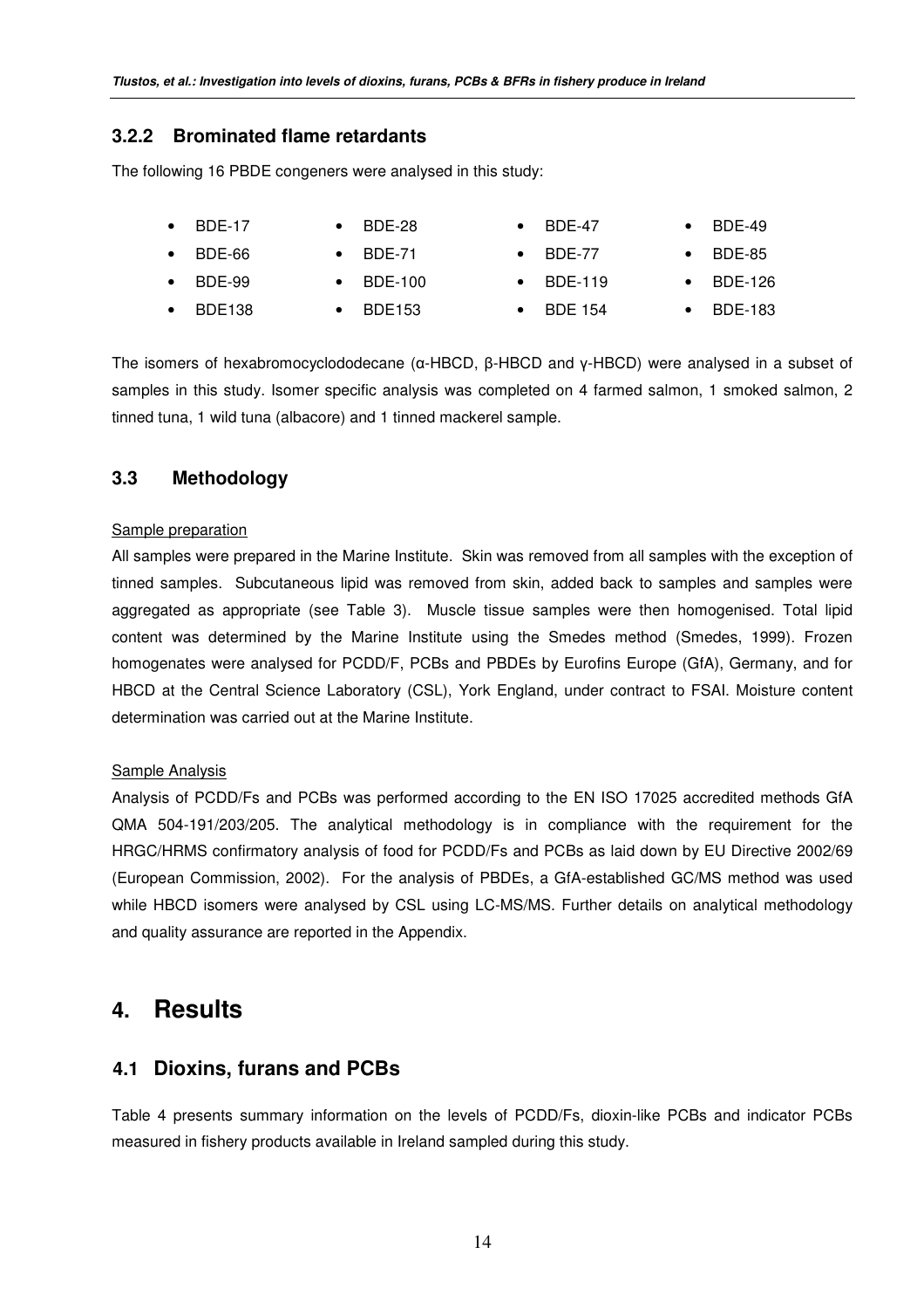### 3.2.2 Brominated flame retardants

The following 16 PBDE congeners were analysed in this study:

- BDE-17
- BDE-28
- BDE-47
- BDE-49
- BDE-66
- BDE-71
- BDE-77
- BDE-85
- BDE-99
- BDE-100
- BDE-119
- BDE-126
- BDE138
- BDE153
- BDE 154
- BDE-183

The isomers of hexabromocyclododecane (α-HBCD, β-HBCD and γ-HBCD) were analysed in a subset of samples in this study. Isomer specific analysis was completed on 4 farmed salmon, 1 smoked salmon, 2 tinned tuna, 1 wild tuna (albacore) and 1 tinned mackerel sample.

## 3.3 Methodology

Sample preparation

All samples were prepared in the Marine Institute. Skin was removed from all samples with the exception of tinned samples. Subcutaneous lipid was removed from skin, added back to samples and samples were aggregated as appropriate (see Table 3). Muscle tissue samples were then homogenised. Total lipid content was determined by the Marine Institute using the Smedes method (Smedes, 1999). Frozen homogenates were analysed for PCDD/F, PCBs and PBDEs by Eurofins Europe (GfA), Germany, and for HBCD at the Central Science Laboratory (CSL), York England, under contract to FSAI. Moisture content determination was carried out at the Marine Institute.

Sample Analysis

Analysis of PCDD/Fs and PCBs was performed according to the EN ISO 17025 accredited methods GfA QMA 504-191/203/205. The analytical methodology is in compliance with the requirement for the HRGC/HRMS confirmatory analysis of food for PCDD/Fs and PCBs as laid down by EU Directive 2002/69 (European Commission, 2002). For the analysis of PBDEs, a GfA-established GC/MS method was used while HBCD isomers were analysed by CSL using LC-MS/MS. Further details on analytical methodology and quality assurance are reported in the Appendix.

# 4. Results

## 4.1 Dioxins, furans and PCBs

Table 4 presents summary information on the levels of PCDD/Fs, dioxin-like PCBs and indicator PCBs measured in fishery products available in Ireland sampled during this study.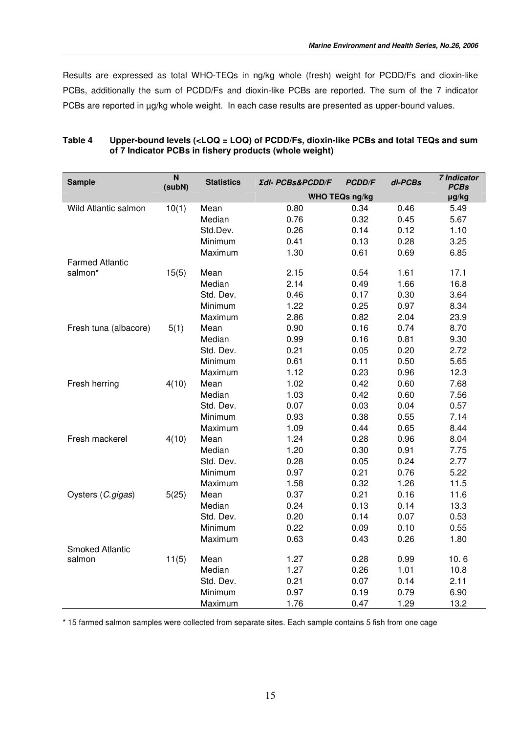Results are expressed as total WHO-TEQs in ng/kg whole (fresh) weight for PCDD/Fs and dioxin-like PCBs, additionally the sum of PCDD/Fs and dioxin-like PCBs are reported. The sum of the 7 indicator PCBs are reported in µg/kg whole weight. In each case results are presented as upper-bound values.

**Table 4 Upper-bound levels (<LOQ = LOQ) of PCDD/Fs, dioxin-like PCBs and total TEQs and sum of 7 Indicator PCBs in fishery products (whole weight)**

| Sample | N (subN) | Statistics | *Σdl- PCBs&PCDD/F* | *PCDD/F* | *dl-PCBs* | *7 Indicator PCBs* |
|---|---|---|---|---|---|---|
| | | | WHO TEQs ng/kg | | | µg/kg |
| Wild Atlantic salmon | 10(1) | Mean | 0.80 | 0.34 | 0.46 | 5.49 |
| | | Median | 0.76 | 0.32 | 0.45 | 5.67 |
| | | Std.Dev. | 0.26 | 0.14 | 0.12 | 1.10 |
| | | Minimum | 0.41 | 0.13 | 0.28 | 3.25 |
| | | Maximum | 1.30 | 0.61 | 0.69 | 6.85 |
| Farmed Atlantic salmon* | 15(5) | Mean | 2.15 | 0.54 | 1.61 | 17.1 |
| | | Median | 2.14 | 0.49 | 1.66 | 16.8 |
| | | Std. Dev. | 0.46 | 0.17 | 0.30 | 3.64 |
| | | Minimum | 1.22 | 0.25 | 0.97 | 8.34 |
| | | Maximum | 2.86 | 0.82 | 2.04 | 23.9 |
| Fresh tuna (albacore) | 5(1) | Mean | 0.90 | 0.16 | 0.74 | 8.70 |
| | | Median | 0.99 | 0.16 | 0.81 | 9.30 |
| | | Std. Dev. | 0.21 | 0.05 | 0.20 | 2.72 |
| | | Minimum | 0.61 | 0.11 | 0.50 | 5.65 |
| | | Maximum | 1.12 | 0.23 | 0.96 | 12.3 |
| Fresh herring | 4(10) | Mean | 1.02 | 0.42 | 0.60 | 7.68 |
| | | Median | 1.03 | 0.42 | 0.60 | 7.56 |
| | | Std. Dev. | 0.07 | 0.03 | 0.04 | 0.57 |
| | | Minimum | 0.93 | 0.38 | 0.55 | 7.14 |
| | | Maximum | 1.09 | 0.44 | 0.65 | 8.44 |
| Fresh mackerel | 4(10) | Mean | 1.24 | 0.28 | 0.96 | 8.04 |
| | | Median | 1.20 | 0.30 | 0.91 | 7.75 |
| | | Std. Dev. | 0.28 | 0.05 | 0.24 | 2.77 |
| | | Minimum | 0.97 | 0.21 | 0.76 | 5.22 |
| | | Maximum | 1.58 | 0.32 | 1.26 | 11.5 |
| Oysters (*C.gigas*) | 5(25) | Mean | 0.37 | 0.21 | 0.16 | 11.6 |
| | | Median | 0.24 | 0.13 | 0.14 | 13.3 |
| | | Std. Dev. | 0.20 | 0.14 | 0.07 | 0.53 |
| | | Minimum | 0.22 | 0.09 | 0.10 | 0.55 |
| | | Maximum | 0.63 | 0.43 | 0.26 | 1.80 |
| Smoked Atlantic salmon | 11(5) | Mean | 1.27 | 0.28 | 0.99 | 10. 6 |
| | | Median | 1.27 | 0.26 | 1.01 | 10.8 |
| | | Std. Dev. | 0.21 | 0.07 | 0.14 | 2.11 |
| | | Minimum | 0.97 | 0.19 | 0.79 | 6.90 |
| | | Maximum | 1.76 | 0.47 | 1.29 | 13.2 |

\* 15 farmed salmon samples were collected from separate sites. Each sample contains 5 fish from one cage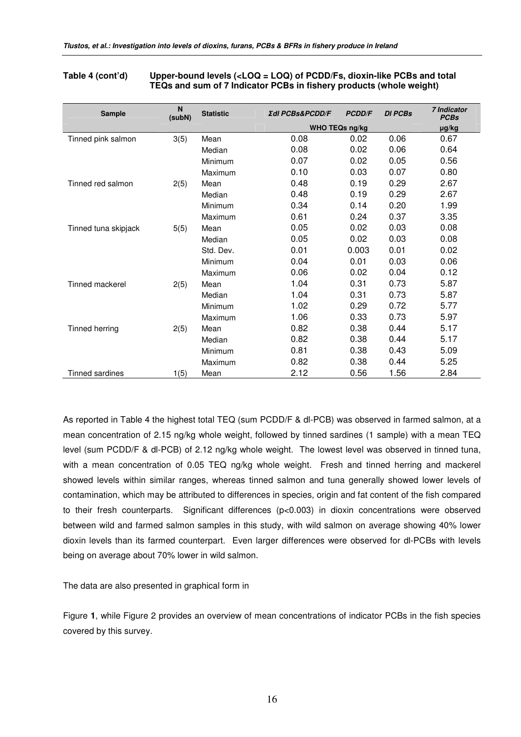**Table 4 (cont'd) Upper-bound levels (<LOQ = LOQ) of PCDD/Fs, dioxin-like PCBs and total TEQs and sum of 7 Indicator PCBs in fishery products (whole weight)**

| Sample | N (subN) | Statistic | *Σdl PCBs&PCDD/F* | *PCDD/F* | *Dl PCBs* | *7 Indicator PCBs* |
|---|---|---|---|---|---|---|
| | | | WHO TEQs ng/kg | | | µg/kg |
| Tinned pink salmon | 3(5) | Mean | 0.08 | 0.02 | 0.06 | 0.67 |
| | | Median | 0.08 | 0.02 | 0.06 | 0.64 |
| | | Minimum | 0.07 | 0.02 | 0.05 | 0.56 |
| | | Maximum | 0.10 | 0.03 | 0.07 | 0.80 |
| Tinned red salmon | 2(5) | Mean | 0.48 | 0.19 | 0.29 | 2.67 |
| | | Median | 0.48 | 0.19 | 0.29 | 2.67 |
| | | Minimum | 0.34 | 0.14 | 0.20 | 1.99 |
| | | Maximum | 0.61 | 0.24 | 0.37 | 3.35 |
| Tinned tuna skipjack | 5(5) | Mean | 0.05 | 0.02 | 0.03 | 0.08 |
| | | Median | 0.05 | 0.02 | 0.03 | 0.08 |
| | | Std. Dev. | 0.01 | 0.003 | 0.01 | 0.02 |
| | | Minimum | 0.04 | 0.01 | 0.03 | 0.06 |
| | | Maximum | 0.06 | 0.02 | 0.04 | 0.12 |
| Tinned mackerel | 2(5) | Mean | 1.04 | 0.31 | 0.73 | 5.87 |
| | | Median | 1.04 | 0.31 | 0.73 | 5.87 |
| | | Minimum | 1.02 | 0.29 | 0.72 | 5.77 |
| | | Maximum | 1.06 | 0.33 | 0.73 | 5.97 |
| Tinned herring | 2(5) | Mean | 0.82 | 0.38 | 0.44 | 5.17 |
| | | Median | 0.82 | 0.38 | 0.44 | 5.17 |
| | | Minimum | 0.81 | 0.38 | 0.43 | 5.09 |
| | | Maximum | 0.82 | 0.38 | 0.44 | 5.25 |
| Tinned sardines | 1(5) | Mean | 2.12 | 0.56 | 1.56 | 2.84 |

As reported in Table 4 the highest total TEQ (sum PCDD/F & dl-PCB) was observed in farmed salmon, at a mean concentration of 2.15 ng/kg whole weight, followed by tinned sardines (1 sample) with a mean TEQ level (sum PCDD/F & dl-PCB) of 2.12 ng/kg whole weight. The lowest level was observed in tinned tuna, with a mean concentration of 0.05 TEQ ng/kg whole weight. Fresh and tinned herring and mackerel showed levels within similar ranges, whereas tinned salmon and tuna generally showed lower levels of contamination, which may be attributed to differences in species, origin and fat content of the fish compared to their fresh counterparts. Significant differences ($p<0.003$) in dioxin concentrations were observed between wild and farmed salmon samples in this study, with wild salmon on average showing 40% lower dioxin levels than its farmed counterpart. Even larger differences were observed for dl-PCBs with levels being on average about 70% lower in wild salmon.

The data are also presented in graphical form in

Figure **1**, while Figure 2 provides an overview of mean concentrations of indicator PCBs in the fish species covered by this survey.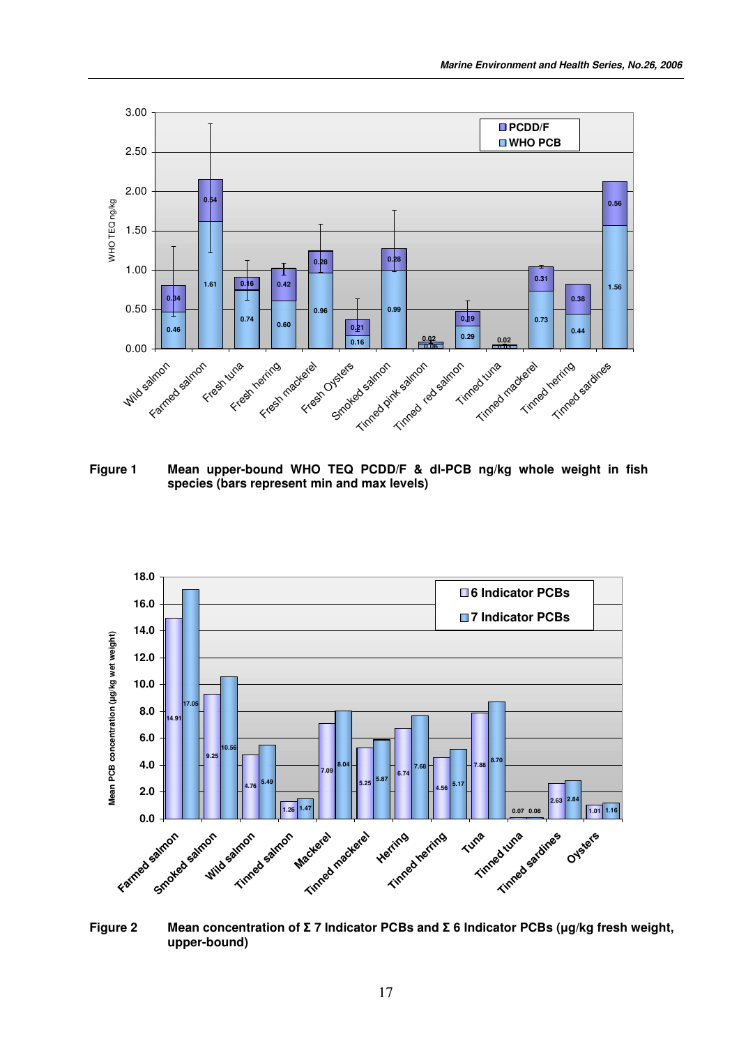**Figure 1** Mean upper-bound WHO TEQ PCDD/F & dl-PCB ng/kg whole weight in fish species (bars represent min and max levels)

**Figure 2** Mean concentration of Σ 7 Indicator PCBs and Σ 6 Indicator PCBs (µg/kg fresh weight, upper-bound)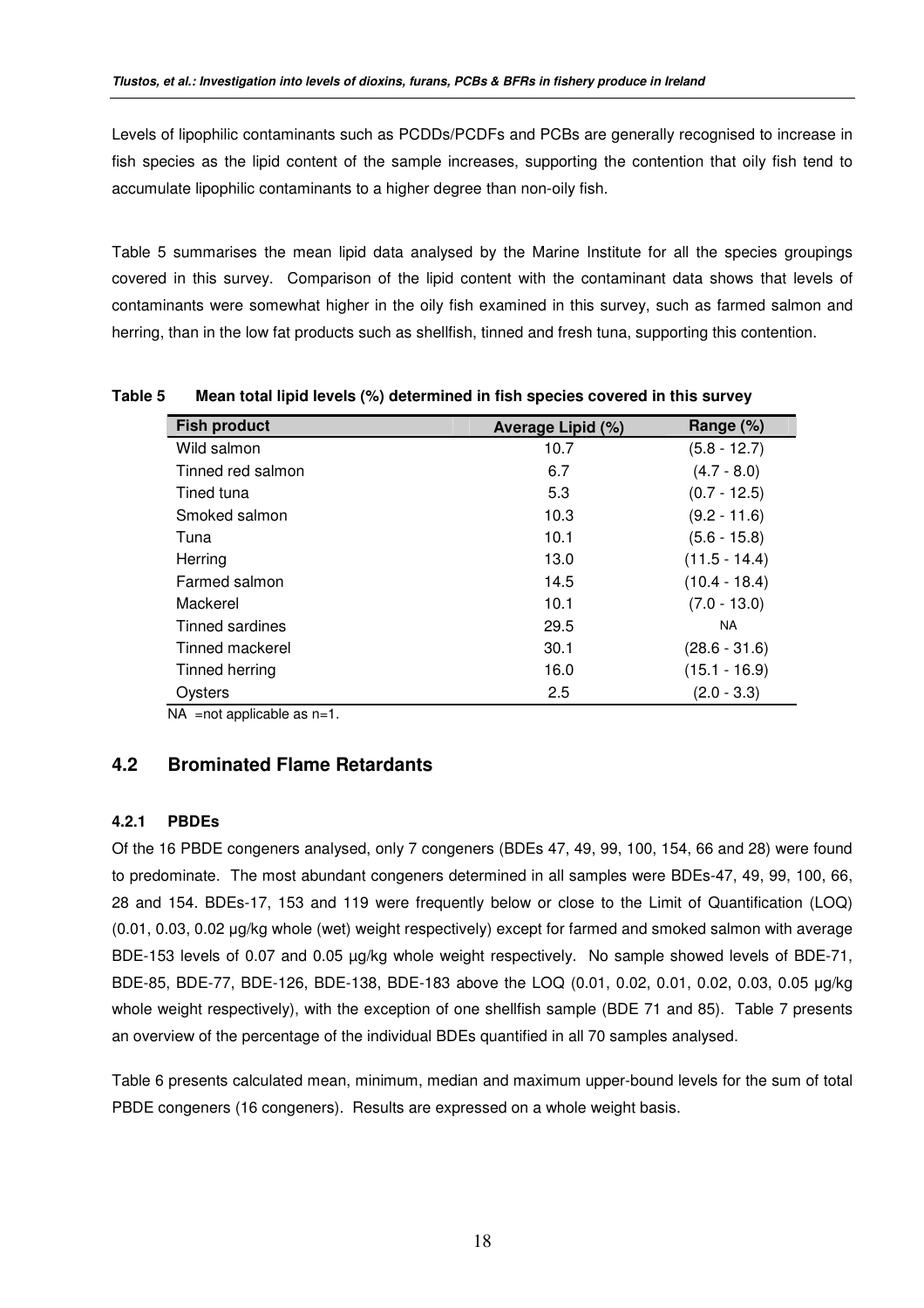Levels of lipophilic contaminants such as PCDDs/PCDFs and PCBs are generally recognised to increase in fish species as the lipid content of the sample increases, supporting the contention that oily fish tend to accumulate lipophilic contaminants to a higher degree than non-oily fish.

Table 5 summarises the mean lipid data analysed by the Marine Institute for all the species groupings covered in this survey. Comparison of the lipid content with the contaminant data shows that levels of contaminants were somewhat higher in the oily fish examined in this survey, such as farmed salmon and herring, than in the low fat products such as shellfish, tinned and fresh tuna, supporting this contention.

**Table 5 Mean total lipid levels (%) determined in fish species covered in this survey**

| Fish product | Average Lipid (%) | Range (%) |
|---|---|---|
| Wild salmon | 10.7 | (5.8 - 12.7) |
| Tinned red salmon | 6.7 | (4.7 - 8.0) |
| Tined tuna | 5.3 | (0.7 - 12.5) |
| Smoked salmon | 10.3 | (9.2 - 11.6) |
| Tuna | 10.1 | (5.6 - 15.8) |
| Herring | 13.0 | (11.5 - 14.4) |
| Farmed salmon | 14.5 | (10.4 - 18.4) |
| Mackerel | 10.1 | (7.0 - 13.0) |
| Tinned sardines | 29.5 | NA |
| Tinned mackerel | 30.1 | (28.6 - 31.6) |
| Tinned herring | 16.0 | (15.1 - 16.9) |
| Oysters | 2.5 | (2.0 - 3.3) |

NA =not applicable as n=1.

## 4.2 Brominated Flame Retardants

### 4.2.1 PBDEs

Of the 16 PBDE congeners analysed, only 7 congeners (BDEs 47, 49, 99, 100, 154, 66 and 28) were found to predominate. The most abundant congeners determined in all samples were BDEs-47, 49, 99, 100, 66, 28 and 154. BDEs-17, 153 and 119 were frequently below or close to the Limit of Quantification (LOQ) (0.01, 0.03, 0.02 µg/kg whole (wet) weight respectively) except for farmed and smoked salmon with average BDE-153 levels of 0.07 and 0.05 µg/kg whole weight respectively. No sample showed levels of BDE-71, BDE-85, BDE-77, BDE-126, BDE-138, BDE-183 above the LOQ (0.01, 0.02, 0.01, 0.02, 0.03, 0.05 µg/kg whole weight respectively), with the exception of one shellfish sample (BDE 71 and 85). Table 7 presents an overview of the percentage of the individual BDEs quantified in all 70 samples analysed.

Table 6 presents calculated mean, minimum, median and maximum upper-bound levels for the sum of total PBDE congeners (16 congeners). Results are expressed on a whole weight basis.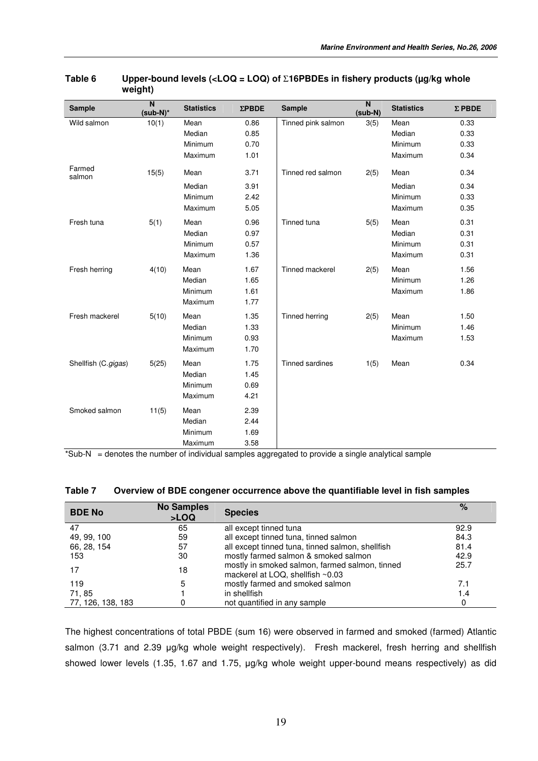**Table 6 Upper-bound levels (<LOQ = LOQ) of Σ16PBDEs in fishery products (µg/kg whole weight)**

| Sample | N (sub-N)* | Statistics | ΣPBDE | Sample | N (sub-N) | Statistics | Σ PBDE |
|---|---|---|---|---|---|---|---|
| Wild salmon | 10(1) | Mean | 0.86 | Tinned pink salmon | 3(5) | Mean | 0.33 |
| | | Median | 0.85 | | | Median | 0.33 |
| | | Minimum | 0.70 | | | Minimum | 0.33 |
| | | Maximum | 1.01 | | | Maximum | 0.34 |
| Farmed salmon | 15(5) | Mean | 3.71 | Tinned red salmon | 2(5) | Mean | 0.34 |
| | | Median | 3.91 | | | Median | 0.34 |
| | | Minimum | 2.42 | | | Minimum | 0.33 |
| | | Maximum | 5.05 | | | Maximum | 0.35 |
| Fresh tuna | 5(1) | Mean | 0.96 | Tinned tuna | 5(5) | Mean | 0.31 |
| | | Median | 0.97 | | | Median | 0.31 |
| | | Minimum | 0.57 | | | Minimum | 0.31 |
| | | Maximum | 1.36 | | | Maximum | 0.31 |
| Fresh herring | 4(10) | Mean | 1.67 | Tinned mackerel | 2(5) | Mean | 1.56 |
| | | Median | 1.65 | | | Minimum | 1.26 |
| | | Minimum | 1.61 | | | Maximum | 1.86 |
| | | Maximum | 1.77 | | | | |
| Fresh mackerel | 5(10) | Mean | 1.35 | Tinned herring | 2(5) | Mean | 1.50 |
| | | Median | 1.33 | | | Minimum | 1.46 |
| | | Minimum | 0.93 | | | Maximum | 1.53 |
| | | Maximum | 1.70 | | | | |
| Shellfish (*C.gigas*) | 5(25) | Mean | 1.75 | Tinned sardines | 1(5) | Mean | 0.34 |
| | | Median | 1.45 | | | | |
| | | Minimum | 0.69 | | | | |
| | | Maximum | 4.21 | | | | |
| Smoked salmon | 11(5) | Mean | 2.39 | | | | |
| | | Median | 2.44 | | | | |
| | | Minimum | 1.69 | | | | |
| | | Maximum | 3.58 | | | | |

*Sub-N = denotes the number of individual samples aggregated to provide a single analytical sample

**Table 7 Overview of BDE congener occurrence above the quantifiable level in fish samples**

| BDE No | No Samples >LOQ | Species | % |
|---|---|---|---|
| 47 | 65 | all except tinned tuna | 92.9 |
| 49, 99, 100 | 59 | all except tinned tuna, tinned salmon | 84.3 |
| 66, 28, 154 | 57 | all except tinned tuna, tinned salmon, shellfish | 81.4 |
| 153 | 30 | mostly farmed salmon & smoked salmon | 42.9 |
| 17 | 18 | mostly in smoked salmon, farmed salmon, tinned mackerel at LOQ, shellfish ~0.03 | 25.7 |
| 119 | 5 | mostly farmed and smoked salmon | 7.1 |
| 71, 85 | 1 | in shellfish | 1.4 |
| 77, 126, 138, 183 | 0 | not quantified in any sample | 0 |

The highest concentrations of total PBDE (sum 16) were observed in farmed and smoked (farmed) Atlantic salmon (3.71 and 2.39 µg/kg whole weight respectively). Fresh mackerel, fresh herring and shellfish showed lower levels (1.35, 1.67 and 1.75, µg/kg whole weight upper-bound means respectively) as did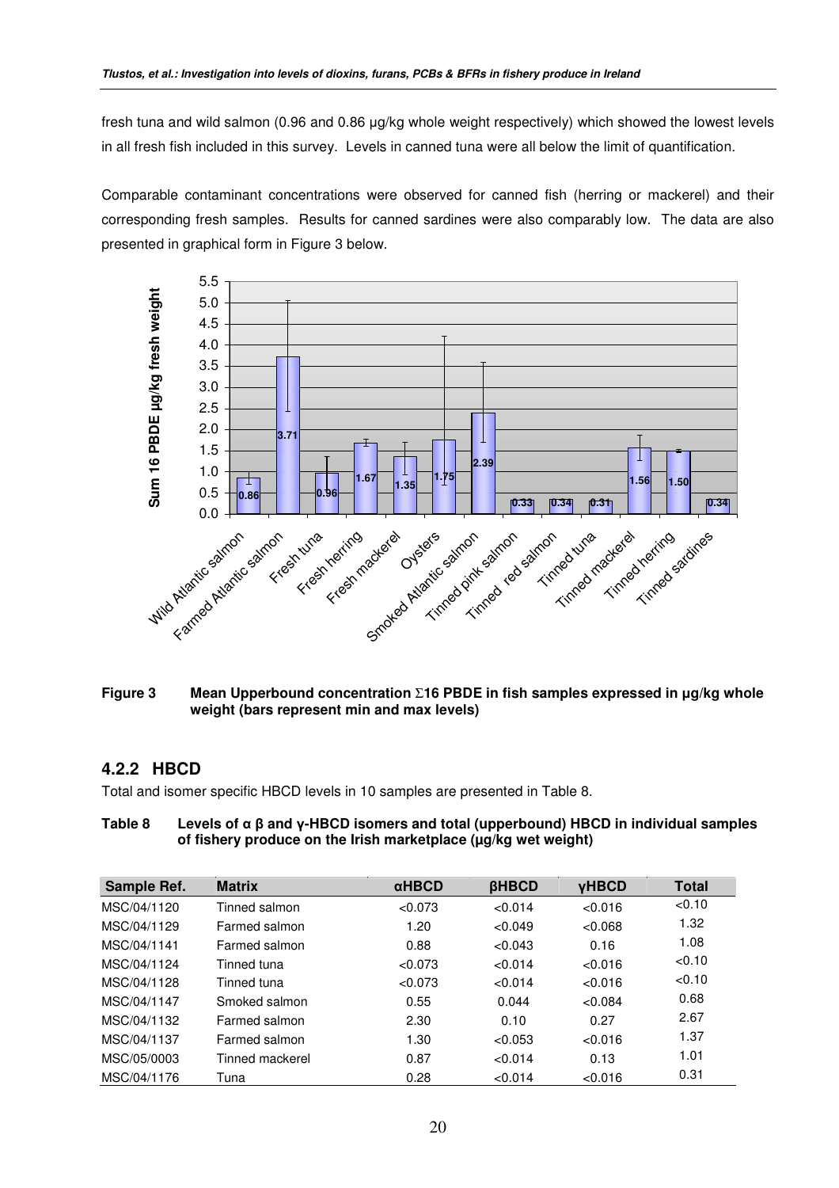fresh tuna and wild salmon (0.96 and 0.86 µg/kg whole weight respectively) which showed the lowest levels in all fresh fish included in this survey. Levels in canned tuna were all below the limit of quantification.

Comparable contaminant concentrations were observed for canned fish (herring or mackerel) and their corresponding fresh samples. Results for canned sardines were also comparably low. The data are also presented in graphical form in Figure 3 below.

**Figure 3** Mean Upperbound concentration Σ16 PBDE in fish samples expressed in µg/kg whole weight (bars represent min and max levels)

## 4.2.2 HBCD

Total and isomer specific HBCD levels in 10 samples are presented in Table 8.

**Table 8** Levels of α β and γ-HBCD isomers and total (upperbound) HBCD in individual samples of fishery produce on the Irish marketplace (µg/kg wet weight)

| Sample Ref. | Matrix | αHBCD | βHBCD | γHBCD | Total |
|---|---|---|---|---|---|
| MSC/04/1120 | Tinned salmon | <0.073 | <0.014 | <0.016 | <0.10 |
| MSC/04/1129 | Farmed salmon | 1.20 | <0.049 | <0.068 | 1.32 |
| MSC/04/1141 | Farmed salmon | 0.88 | <0.043 | 0.16 | 1.08 |
| MSC/04/1124 | Tinned tuna | <0.073 | <0.014 | <0.016 | <0.10 |
| MSC/04/1128 | Tinned tuna | <0.073 | <0.014 | <0.016 | <0.10 |
| MSC/04/1147 | Smoked salmon | 0.55 | 0.044 | <0.084 | 0.68 |
| MSC/04/1132 | Farmed salmon | 2.30 | 0.10 | 0.27 | 2.67 |
| MSC/04/1137 | Farmed salmon | 1.30 | <0.053 | <0.016 | 1.37 |
| MSC/05/0003 | Tinned mackerel | 0.87 | <0.014 | 0.13 | 1.01 |
| MSC/04/1176 | Tuna | 0.28 | <0.014 | <0.016 | 0.31 |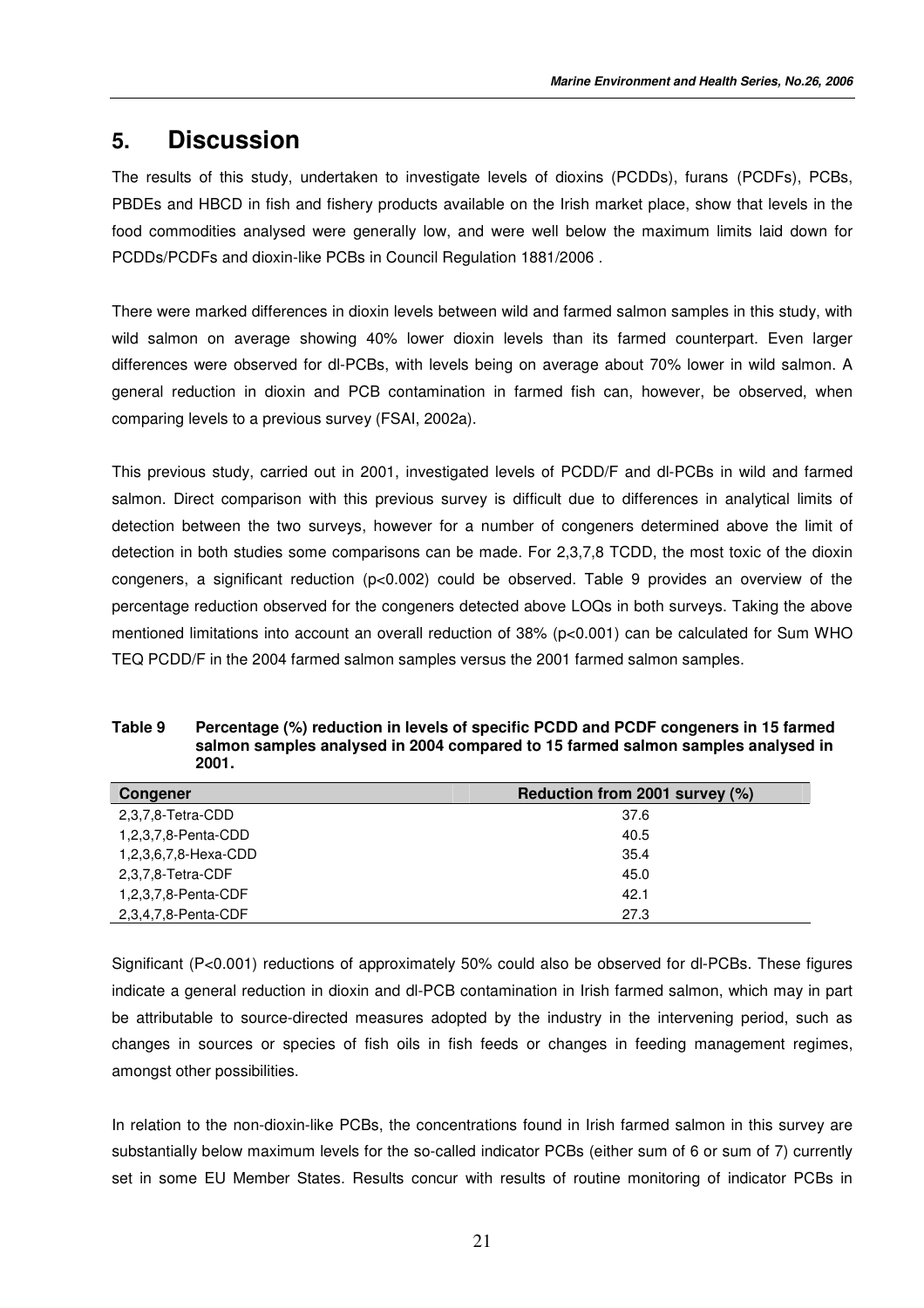# 5. Discussion

The results of this study, undertaken to investigate levels of dioxins (PCDDs), furans (PCDFs), PCBs, PBDEs and HBCD in fish and fishery products available on the Irish market place, show that levels in the food commodities analysed were generally low, and were well below the maximum limits laid down for PCDDs/PCDFs and dioxin-like PCBs in Council Regulation 1881/2006 .

There were marked differences in dioxin levels between wild and farmed salmon samples in this study, with wild salmon on average showing 40% lower dioxin levels than its farmed counterpart. Even larger differences were observed for dl-PCBs, with levels being on average about 70% lower in wild salmon. A general reduction in dioxin and PCB contamination in farmed fish can, however, be observed, when comparing levels to a previous survey (FSAI, 2002a).

This previous study, carried out in 2001, investigated levels of PCDD/F and dl-PCBs in wild and farmed salmon. Direct comparison with this previous survey is difficult due to differences in analytical limits of detection between the two surveys, however for a number of congeners determined above the limit of detection in both studies some comparisons can be made. For 2,3,7,8 TCDD, the most toxic of the dioxin congeners, a significant reduction ($p<0.002$) could be observed. Table 9 provides an overview of the percentage reduction observed for the congeners detected above LOQs in both surveys. Taking the above mentioned limitations into account an overall reduction of 38% ($p<0.001$) can be calculated for Sum WHO TEQ PCDD/F in the 2004 farmed salmon samples versus the 2001 farmed salmon samples.

**Table 9 Percentage (%) reduction in levels of specific PCDD and PCDF congeners in 15 farmed salmon samples analysed in 2004 compared to 15 farmed salmon samples analysed in 2001.**

| Congener | Reduction from 2001 survey (%) |
|---|---|
| 2,3,7,8-Tetra-CDD | 37.6 |
| 1,2,3,7,8-Penta-CDD | 40.5 |
| 1,2,3,6,7,8-Hexa-CDD | 35.4 |
| 2,3,7,8-Tetra-CDF | 45.0 |
| 1,2,3,7,8-Penta-CDF | 42.1 |
| 2,3,4,7,8-Penta-CDF | 27.3 |

Significant ($P<0.001$) reductions of approximately 50% could also be observed for dl-PCBs. These figures indicate a general reduction in dioxin and dl-PCB contamination in Irish farmed salmon, which may in part be attributable to source-directed measures adopted by the industry in the intervening period, such as changes in sources or species of fish oils in fish feeds or changes in feeding management regimes, amongst other possibilities.

In relation to the non-dioxin-like PCBs, the concentrations found in Irish farmed salmon in this survey are substantially below maximum levels for the so-called indicator PCBs (either sum of 6 or sum of 7) currently set in some EU Member States. Results concur with results of routine monitoring of indicator PCBs in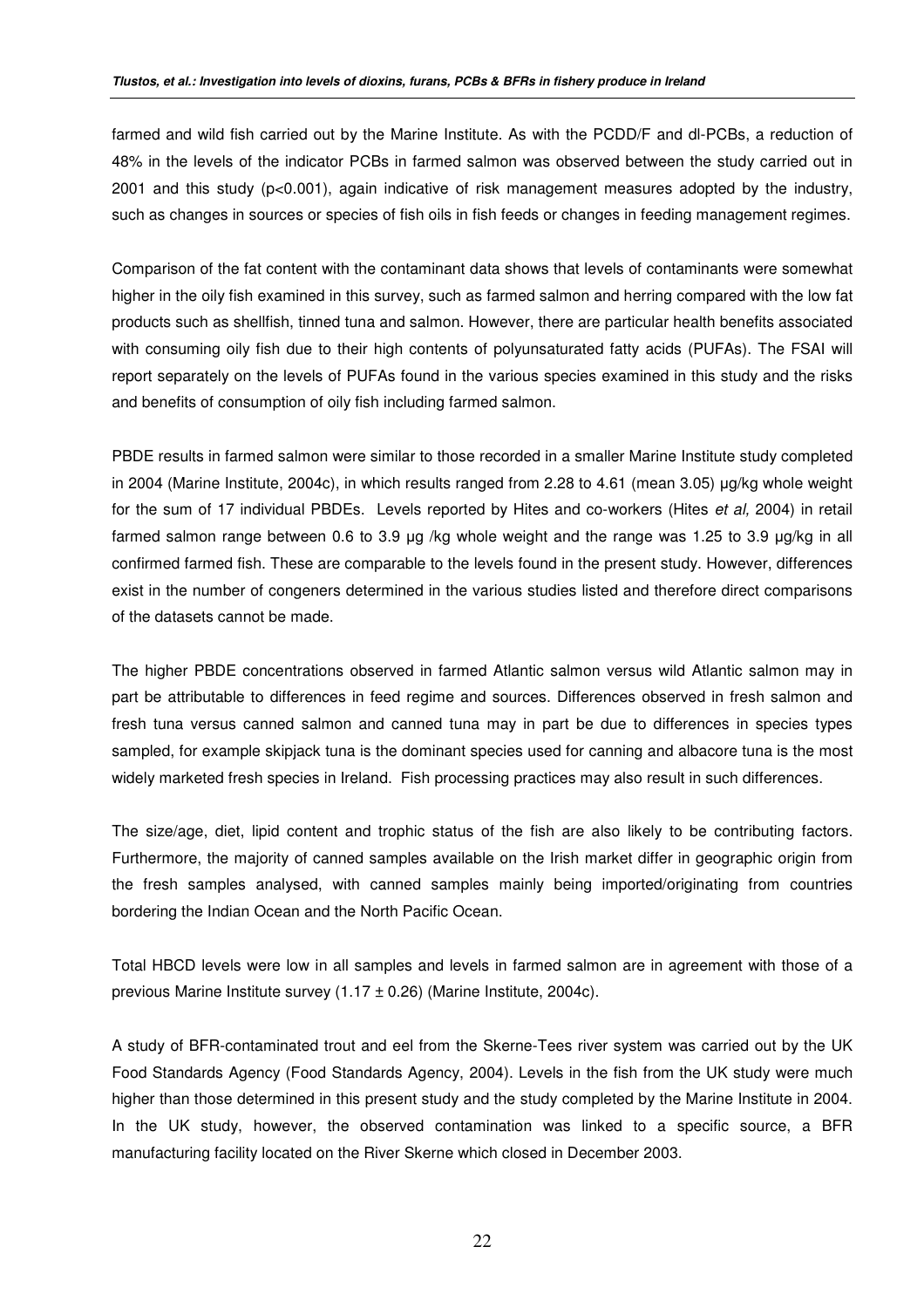farmed and wild fish carried out by the Marine Institute. As with the PCDD/F and dl-PCBs, a reduction of 48% in the levels of the indicator PCBs in farmed salmon was observed between the study carried out in 2001 and this study ($p<0.001$), again indicative of risk management measures adopted by the industry, such as changes in sources or species of fish oils in fish feeds or changes in feeding management regimes.

Comparison of the fat content with the contaminant data shows that levels of contaminants were somewhat higher in the oily fish examined in this survey, such as farmed salmon and herring compared with the low fat products such as shellfish, tinned tuna and salmon. However, there are particular health benefits associated with consuming oily fish due to their high contents of polyunsaturated fatty acids (PUFAs). The FSAI will report separately on the levels of PUFAs found in the various species examined in this study and the risks and benefits of consumption of oily fish including farmed salmon.

PBDE results in farmed salmon were similar to those recorded in a smaller Marine Institute study completed in 2004 (Marine Institute, 2004c), in which results ranged from 2.28 to 4.61 (mean 3.05) µg/kg whole weight for the sum of 17 individual PBDEs. Levels reported by Hites and co-workers (Hites *et al,* 2004) in retail farmed salmon range between 0.6 to 3.9 µg /kg whole weight and the range was 1.25 to 3.9 µg/kg in all confirmed farmed fish. These are comparable to the levels found in the present study. However, differences exist in the number of congeners determined in the various studies listed and therefore direct comparisons of the datasets cannot be made.

The higher PBDE concentrations observed in farmed Atlantic salmon versus wild Atlantic salmon may in part be attributable to differences in feed regime and sources. Differences observed in fresh salmon and fresh tuna versus canned salmon and canned tuna may in part be due to differences in species types sampled, for example skipjack tuna is the dominant species used for canning and albacore tuna is the most widely marketed fresh species in Ireland. Fish processing practices may also result in such differences.

The size/age, diet, lipid content and trophic status of the fish are also likely to be contributing factors. Furthermore, the majority of canned samples available on the Irish market differ in geographic origin from the fresh samples analysed, with canned samples mainly being imported/originating from countries bordering the Indian Ocean and the North Pacific Ocean.

Total HBCD levels were low in all samples and levels in farmed salmon are in agreement with those of a previous Marine Institute survey ($1.17 \pm 0.26$) (Marine Institute, 2004c).

A study of BFR-contaminated trout and eel from the Skerne-Tees river system was carried out by the UK Food Standards Agency (Food Standards Agency, 2004). Levels in the fish from the UK study were much higher than those determined in this present study and the study completed by the Marine Institute in 2004. In the UK study, however, the observed contamination was linked to a specific source, a BFR manufacturing facility located on the River Skerne which closed in December 2003.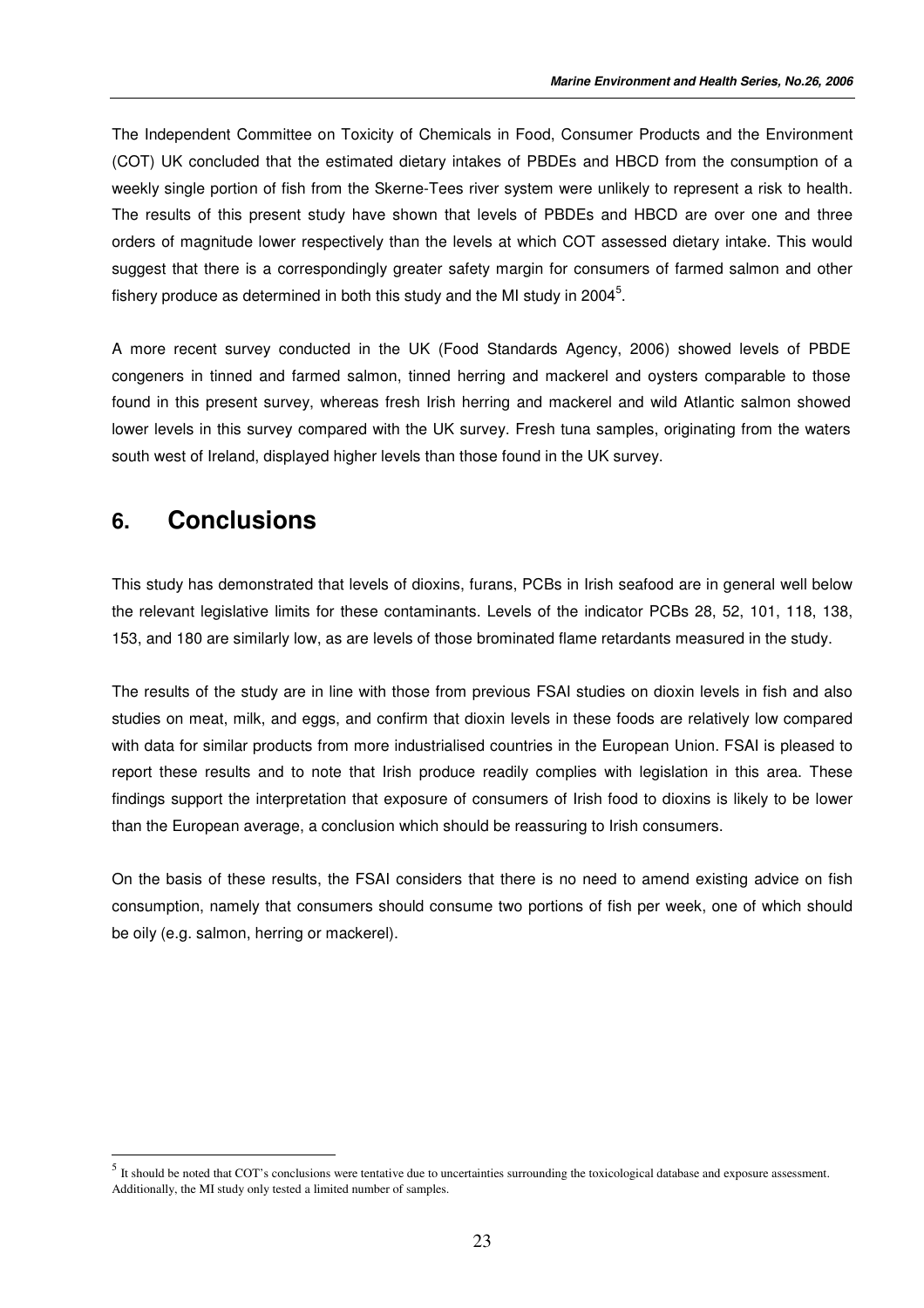The Independent Committee on Toxicity of Chemicals in Food, Consumer Products and the Environment (COT) UK concluded that the estimated dietary intakes of PBDEs and HBCD from the consumption of a weekly single portion of fish from the Skerne-Tees river system were unlikely to represent a risk to health. The results of this present study have shown that levels of PBDEs and HBCD are over one and three orders of magnitude lower respectively than the levels at which COT assessed dietary intake. This would suggest that there is a correspondingly greater safety margin for consumers of farmed salmon and other fishery produce as determined in both this study and the MI study in 2004[5].

A more recent survey conducted in the UK (Food Standards Agency, 2006) showed levels of PBDE congeners in tinned and farmed salmon, tinned herring and mackerel and oysters comparable to those found in this present survey, whereas fresh Irish herring and mackerel and wild Atlantic salmon showed lower levels in this survey compared with the UK survey. Fresh tuna samples, originating from the waters south west of Ireland, displayed higher levels than those found in the UK survey.

# 6. Conclusions

This study has demonstrated that levels of dioxins, furans, PCBs in Irish seafood are in general well below the relevant legislative limits for these contaminants. Levels of the indicator PCBs 28, 52, 101, 118, 138, 153, and 180 are similarly low, as are levels of those brominated flame retardants measured in the study.

The results of the study are in line with those from previous FSAI studies on dioxin levels in fish and also studies on meat, milk, and eggs, and confirm that dioxin levels in these foods are relatively low compared with data for similar products from more industrialised countries in the European Union. FSAI is pleased to report these results and to note that Irish produce readily complies with legislation in this area. These findings support the interpretation that exposure of consumers of Irish food to dioxins is likely to be lower than the European average, a conclusion which should be reassuring to Irish consumers.

On the basis of these results, the FSAI considers that there is no need to amend existing advice on fish consumption, namely that consumers should consume two portions of fish per week, one of which should be oily (e.g. salmon, herring or mackerel).

[5] It should be noted that COT's conclusions were tentative due to uncertainties surrounding the toxicological database and exposure assessment. Additionally, the MI study only tested a limited number of samples.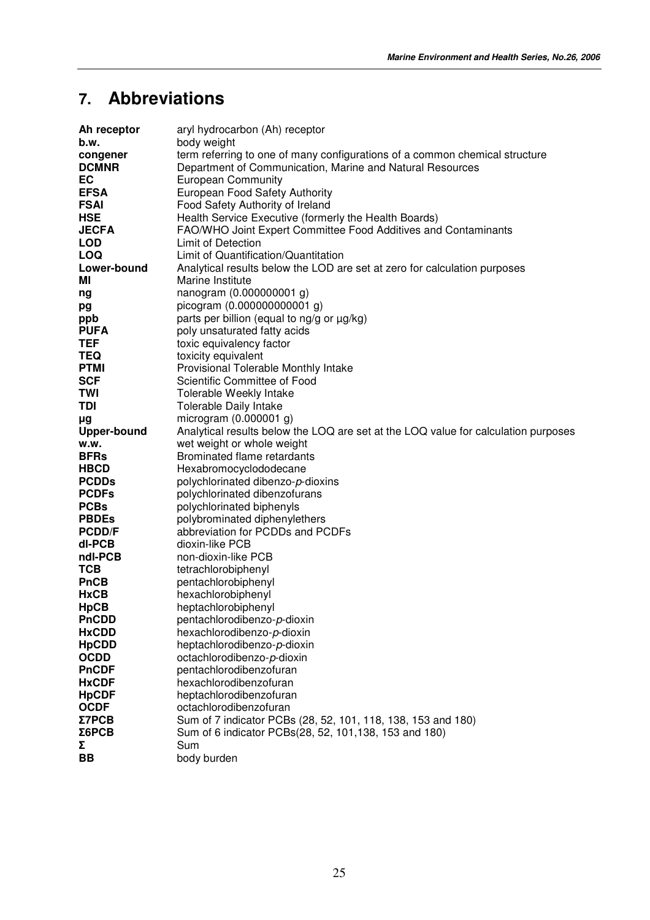# 7. Abbreviations

| | |
|---|---|
| **Ah receptor** | aryl hydrocarbon (Ah) receptor |
| **b.w.** | body weight |
| **congener** | term referring to one of many configurations of a common chemical structure |
| **DCMNR** | Department of Communication, Marine and Natural Resources |
| **EC** | European Community |
| **EFSA** | European Food Safety Authority |
| **FSAI** | Food Safety Authority of Ireland |
| **HSE** | Health Service Executive (formerly the Health Boards) |
| **JECFA** | FAO/WHO Joint Expert Committee Food Additives and Contaminants |
| **LOD** | Limit of Detection |
| **LOQ** | Limit of Quantification/Quantitation |
| **Lower-bound** | Analytical results below the LOD are set at zero for calculation purposes |
| **MI** | Marine Institute |
| **ng** | nanogram (0.000000001 g) |
| **pg** | picogram (0.000000000001 g) |
| **ppb** | parts per billion (equal to ng/g or µg/kg) |
| **PUFA** | poly unsaturated fatty acids |
| **TEF** | toxic equivalency factor |
| **TEQ** | toxicity equivalent |
| **PTMI** | Provisional Tolerable Monthly Intake |
| **SCF** | Scientific Committee of Food |
| **TWI** | Tolerable Weekly Intake |
| **TDI** | Tolerable Daily Intake |
| **µg** | microgram (0.000001 g) |
| **Upper-bound** | Analytical results below the LOQ are set at the LOQ value for calculation purposes |
| **w.w.** | wet weight or whole weight |
| **BFRs** | Brominated flame retardants |
| **HBCD** | Hexabromocyclododecane |
| **PCDDs** | polychlorinated dibenzo-*p*-dioxins |
| **PCDFs** | polychlorinated dibenzofurans |
| **PCBs** | polychlorinated biphenyls |
| **PBDEs** | polybrominated diphenylethers |
| **PCDD/F** | abbreviation for PCDDs and PCDFs |
| **dl-PCB** | dioxin-like PCB |
| **ndl-PCB** | non-dioxin-like PCB |
| **TCB** | tetrachlorobiphenyl |
| **PnCB** | pentachlorobiphenyl |
| **HxCB** | hexachlorobiphenyl |
| **HpCB** | heptachlorobiphenyl |
| **PnCDD** | pentachlorodibenzo-*p*-dioxin |
| **HxCDD** | hexachlorodibenzo-*p*-dioxin |
| **HpCDD** | heptachlorodibenzo-*p*-dioxin |
| **OCDD** | octachlorodibenzo-*p*-dioxin |
| **PnCDF** | pentachlorodibenzofuran |
| **HxCDF** | hexachlorodibenzofuran |
| **HpCDF** | heptachlorodibenzofuran |
| **OCDF** | octachlorodibenzofuran |
| **Σ7PCB** | Sum of 7 indicator PCBs (28, 52, 101, 118, 138, 153 and 180) |
| **Σ6PCB** | Sum of 6 indicator PCBs(28, 52, 101,138, 153 and 180) |
| **Σ** | Sum |
| **BB** | body burden |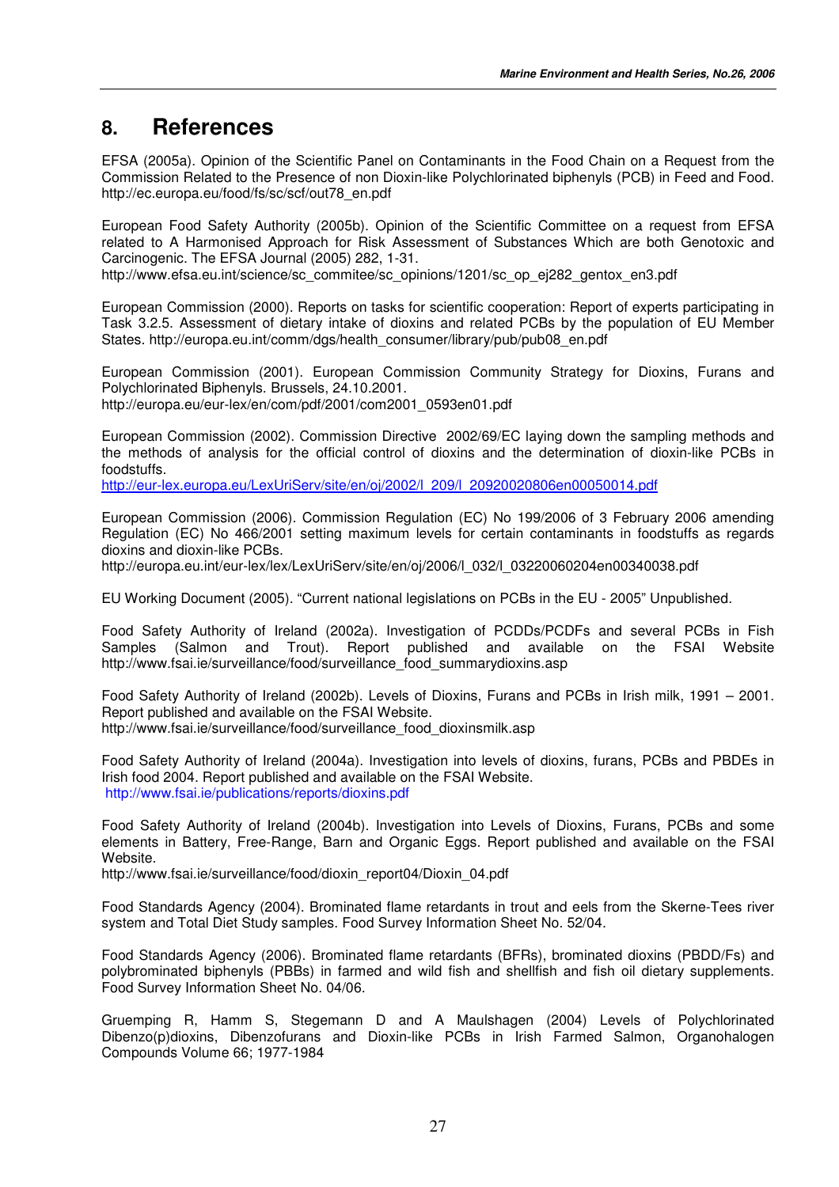# 8. References

EFSA (2005a). Opinion of the Scientific Panel on Contaminants in the Food Chain on a Request from the Commission Related to the Presence of non Dioxin-like Polychlorinated biphenyls (PCB) in Feed and Food. http://ec.europa.eu/food/fs/sc/scf/out78_en.pdf

European Food Safety Authority (2005b). Opinion of the Scientific Committee on a request from EFSA related to A Harmonised Approach for Risk Assessment of Substances Which are both Genotoxic and Carcinogenic. The EFSA Journal (2005) 282, 1-31.
http://www.efsa.eu.int/science/sc_commitee/sc_opinions/1201/sc_op_ej282_gentox_en3.pdf

European Commission (2000). Reports on tasks for scientific cooperation: Report of experts participating in Task 3.2.5. Assessment of dietary intake of dioxins and related PCBs by the population of EU Member States. http://europa.eu.int/comm/dgs/health_consumer/library/pub/pub08_en.pdf

European Commission (2001). European Commission Community Strategy for Dioxins, Furans and Polychlorinated Biphenyls. Brussels, 24.10.2001.
http://europa.eu/eur-lex/en/com/pdf/2001/com2001_0593en01.pdf

European Commission (2002). Commission Directive 2002/69/EC laying down the sampling methods and the methods of analysis for the official control of dioxins and the determination of dioxin-like PCBs in foodstuffs.
http://eur-lex.europa.eu/LexUriServ/site/en/oj/2002/l_209/l_20920020806en00050014.pdf

European Commission (2006). Commission Regulation (EC) No 199/2006 of 3 February 2006 amending Regulation (EC) No 466/2001 setting maximum levels for certain contaminants in foodstuffs as regards dioxins and dioxin-like PCBs.
http://europa.eu.int/eur-lex/lex/LexUriServ/site/en/oj/2006/l_032/l_03220060204en00340038.pdf

EU Working Document (2005). "Current national legislations on PCBs in the EU - 2005" Unpublished.

Food Safety Authority of Ireland (2002a). Investigation of PCDDs/PCDFs and several PCBs in Fish Samples (Salmon and Trout). Report published and available on the FSAI Website http://www.fsai.ie/surveillance/food/surveillance_food_summarydioxins.asp

Food Safety Authority of Ireland (2002b). Levels of Dioxins, Furans and PCBs in Irish milk, 1991 – 2001. Report published and available on the FSAI Website.
http://www.fsai.ie/surveillance/food/surveillance_food_dioxinsmilk.asp

Food Safety Authority of Ireland (2004a). Investigation into levels of dioxins, furans, PCBs and PBDEs in Irish food 2004. Report published and available on the FSAI Website.
http://www.fsai.ie/publications/reports/dioxins.pdf

Food Safety Authority of Ireland (2004b). Investigation into Levels of Dioxins, Furans, PCBs and some elements in Battery, Free-Range, Barn and Organic Eggs. Report published and available on the FSAI Website.
http://www.fsai.ie/surveillance/food/dioxin_report04/Dioxin_04.pdf

Food Standards Agency (2004). Brominated flame retardants in trout and eels from the Skerne-Tees river system and Total Diet Study samples. Food Survey Information Sheet No. 52/04.

Food Standards Agency (2006). Brominated flame retardants (BFRs), brominated dioxins (PBDD/Fs) and polybrominated biphenyls (PBBs) in farmed and wild fish and shellfish and fish oil dietary supplements. Food Survey Information Sheet No. 04/06.

Gruemping R, Hamm S, Stegemann D and A Maulshagen (2004) Levels of Polychlorinated Dibenzo(p)dioxins, Dibenzofurans and Dioxin-like PCBs in Irish Farmed Salmon, Organohalogen Compounds Volume 66; 1977-1984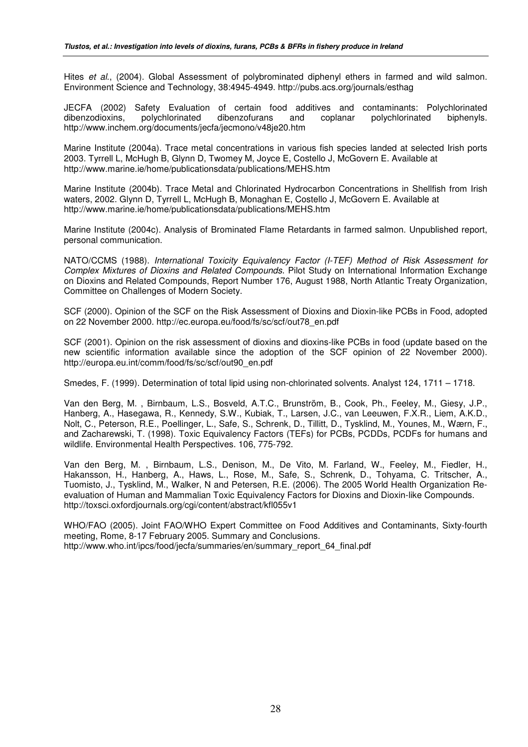Hites *et al*., (2004). Global Assessment of polybrominated diphenyl ethers in farmed and wild salmon. Environment Science and Technology, 38:4945-4949. http://pubs.acs.org/journals/esthag

JECFA (2002) Safety Evaluation of certain food additives and contaminants: Polychlorinated dibenzodioxins, polychlorinated dibenzofurans and coplanar polychlorinated biphenyls. http://www.inchem.org/documents/jecfa/jecmono/v48je20.htm

Marine Institute (2004a). Trace metal concentrations in various fish species landed at selected Irish ports 2003. Tyrrell L, McHugh B, Glynn D, Twomey M, Joyce E, Costello J, McGovern E. Available at http://www.marine.ie/home/publicationsdata/publications/MEHS.htm

Marine Institute (2004b). Trace Metal and Chlorinated Hydrocarbon Concentrations in Shellfish from Irish waters, 2002. Glynn D, Tyrrell L, McHugh B, Monaghan E, Costello J, McGovern E. Available at http://www.marine.ie/home/publicationsdata/publications/MEHS.htm

Marine Institute (2004c). Analysis of Brominated Flame Retardants in farmed salmon. Unpublished report, personal communication.

NATO/CCMS (1988). *International Toxicity Equivalency Factor (I-TEF) Method of Risk Assessment for Complex Mixtures of Dioxins and Related Compounds*. Pilot Study on International Information Exchange on Dioxins and Related Compounds, Report Number 176, August 1988, North Atlantic Treaty Organization, Committee on Challenges of Modern Society.

SCF (2000). Opinion of the SCF on the Risk Assessment of Dioxins and Dioxin-like PCBs in Food, adopted on 22 November 2000. http://ec.europa.eu/food/fs/sc/scf/out78_en.pdf

SCF (2001). Opinion on the risk assessment of dioxins and dioxins-like PCBs in food (update based on the new scientific information available since the adoption of the SCF opinion of 22 November 2000). http://europa.eu.int/comm/food/fs/sc/scf/out90_en.pdf

Smedes, F. (1999). Determination of total lipid using non-chlorinated solvents. Analyst 124, 1711 – 1718.

Van den Berg, M. , Birnbaum, L.S., Bosveld, A.T.C., Brunström, B., Cook, Ph., Feeley, M., Giesy, J.P., Hanberg, A., Hasegawa, R., Kennedy, S.W., Kubiak, T., Larsen, J.C., van Leeuwen, F.X.R., Liem, A.K.D., Nolt, C., Peterson, R.E., Poellinger, L., Safe, S., Schrenk, D., Tillitt, D., Tysklind, M., Younes, M., Wærn, F., and Zacharewski, T. (1998). Toxic Equivalency Factors (TEFs) for PCBs, PCDDs, PCDFs for humans and wildlife. Environmental Health Perspectives. 106, 775-792.

Van den Berg, M. , Birnbaum, L.S., Denison, M., De Vito, M. Farland, W., Feeley, M., Fiedler, H., Hakansson, H., Hanberg, A., Haws, L., Rose, M., Safe, S., Schrenk, D., Tohyama, C. Tritscher, A., Tuomisto, J., Tysklind, M., Walker, N and Petersen, R.E. (2006). The 2005 World Health Organization Re-evaluation of Human and Mammalian Toxic Equivalency Factors for Dioxins and Dioxin-like Compounds. http://toxsci.oxfordjournals.org/cgi/content/abstract/kfl055v1

WHO/FAO (2005). Joint FAO/WHO Expert Committee on Food Additives and Contaminants, Sixty-fourth meeting, Rome, 8-17 February 2005. Summary and Conclusions. http://www.who.int/ipcs/food/jecfa/summaries/en/summary_report_64_final.pdf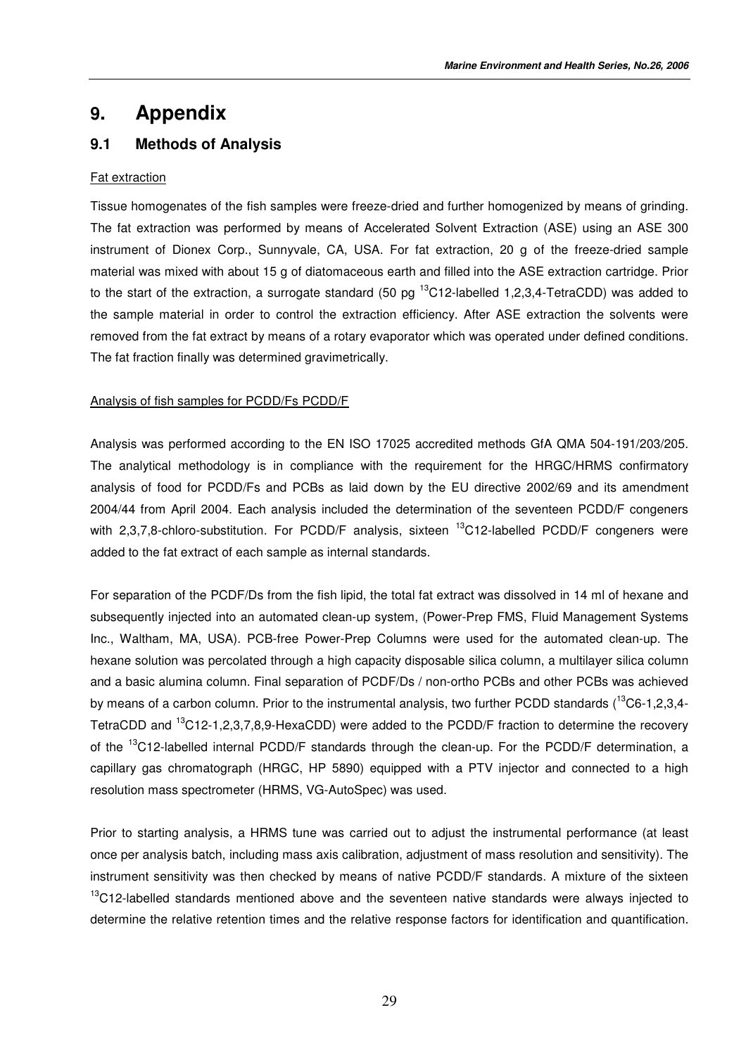# 9. Appendix

## 9.1 Methods of Analysis

Fat extraction

Tissue homogenates of the fish samples were freeze-dried and further homogenized by means of grinding. The fat extraction was performed by means of Accelerated Solvent Extraction (ASE) using an ASE 300 instrument of Dionex Corp., Sunnyvale, CA, USA. For fat extraction, 20 g of the freeze-dried sample material was mixed with about 15 g of diatomaceous earth and filled into the ASE extraction cartridge. Prior to the start of the extraction, a surrogate standard (50 pg $^{13}$C12-labelled 1,2,3,4-TetraCDD) was added to the sample material in order to control the extraction efficiency. After ASE extraction the solvents were removed from the fat extract by means of a rotary evaporator which was operated under defined conditions. The fat fraction finally was determined gravimetrically.

Analysis of fish samples for PCDD/Fs PCDD/F

Analysis was performed according to the EN ISO 17025 accredited methods GfA QMA 504-191/203/205. The analytical methodology is in compliance with the requirement for the HRGC/HRMS confirmatory analysis of food for PCDD/Fs and PCBs as laid down by the EU directive 2002/69 and its amendment 2004/44 from April 2004. Each analysis included the determination of the seventeen PCDD/F congeners with 2,3,7,8-chloro-substitution. For PCDD/F analysis, sixteen $^{13}$C12-labelled PCDD/F congeners were added to the fat extract of each sample as internal standards.

For separation of the PCDF/Ds from the fish lipid, the total fat extract was dissolved in 14 ml of hexane and subsequently injected into an automated clean-up system, (Power-Prep FMS, Fluid Management Systems Inc., Waltham, MA, USA). PCB-free Power-Prep Columns were used for the automated clean-up. The hexane solution was percolated through a high capacity disposable silica column, a multilayer silica column and a basic alumina column. Final separation of PCDF/Ds / non-ortho PCBs and other PCBs was achieved by means of a carbon column. Prior to the instrumental analysis, two further PCDD standards ($^{13}$C6-1,2,3,4-TetraCDD and $^{13}$C12-1,2,3,7,8,9-HexaCDD) were added to the PCDD/F fraction to determine the recovery of the $^{13}$C12-labelled internal PCDD/F standards through the clean-up. For the PCDD/F determination, a capillary gas chromatograph (HRGC, HP 5890) equipped with a PTV injector and connected to a high resolution mass spectrometer (HRMS, VG-AutoSpec) was used.

Prior to starting analysis, a HRMS tune was carried out to adjust the instrumental performance (at least once per analysis batch, including mass axis calibration, adjustment of mass resolution and sensitivity). The instrument sensitivity was then checked by means of native PCDD/F standards. A mixture of the sixteen $^{13}$C12-labelled standards mentioned above and the seventeen native standards were always injected to determine the relative retention times and the relative response factors for identification and quantification.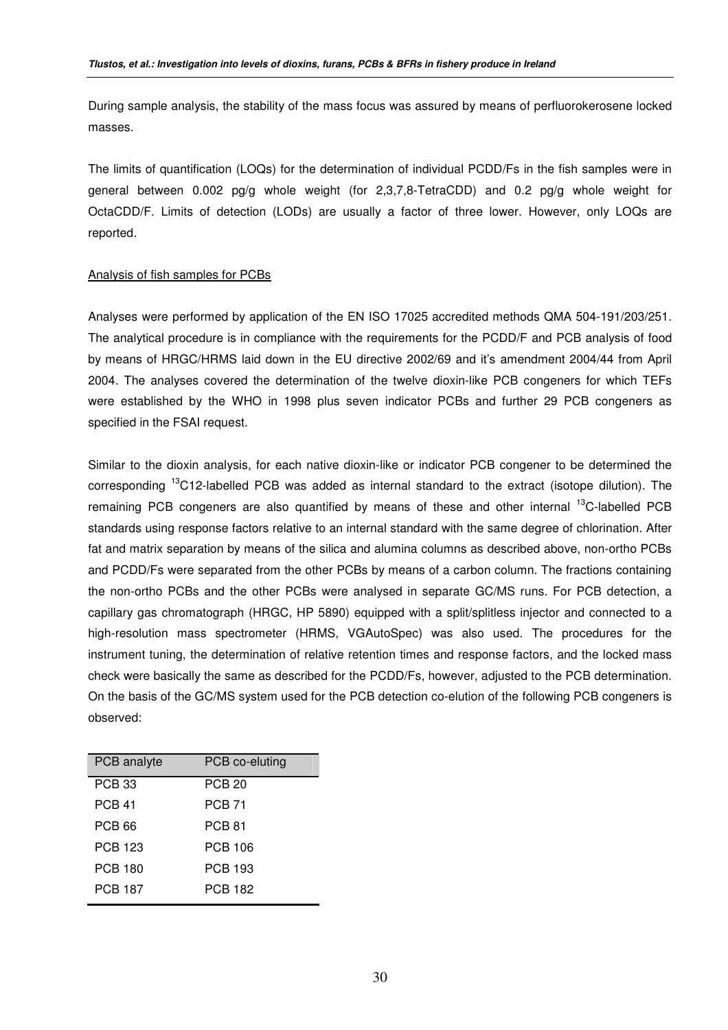During sample analysis, the stability of the mass focus was assured by means of perfluorokerosene locked masses.

The limits of quantification (LOQs) for the determination of individual PCDD/Fs in the fish samples were in general between 0.002 pg/g whole weight (for 2,3,7,8-TetraCDD) and 0.2 pg/g whole weight for OctaCDD/F. Limits of detection (LODs) are usually a factor of three lower. However, only LOQs are reported.

Analysis of fish samples for PCBs

Analyses were performed by application of the EN ISO 17025 accredited methods QMA 504-191/203/251. The analytical procedure is in compliance with the requirements for the PCDD/F and PCB analysis of food by means of HRGC/HRMS laid down in the EU directive 2002/69 and it's amendment 2004/44 from April 2004. The analyses covered the determination of the twelve dioxin-like PCB congeners for which TEFs were established by the WHO in 1998 plus seven indicator PCBs and further 29 PCB congeners as specified in the FSAI request.

Similar to the dioxin analysis, for each native dioxin-like or indicator PCB congener to be determined the corresponding $^{13}$C12-labelled PCB was added as internal standard to the extract (isotope dilution). The remaining PCB congeners are also quantified by means of these and other internal $^{13}$C-labelled PCB standards using response factors relative to an internal standard with the same degree of chlorination. After fat and matrix separation by means of the silica and alumina columns as described above, non-ortho PCBs and PCDD/Fs were separated from the other PCBs by means of a carbon column. The fractions containing the non-ortho PCBs and the other PCBs were analysed in separate GC/MS runs. For PCB detection, a capillary gas chromatograph (HRGC, HP 5890) equipped with a split/splitless injector and connected to a high-resolution mass spectrometer (HRMS, VGAutoSpec) was also used. The procedures for the instrument tuning, the determination of relative retention times and response factors, and the locked mass check were basically the same as described for the PCDD/Fs, however, adjusted to the PCB determination. On the basis of the GC/MS system used for the PCB detection co-elution of the following PCB congeners is observed:

| PCB analyte | PCB co-eluting |
|---|---|
| PCB 33 | PCB 20 |
| PCB 41 | PCB 71 |
| PCB 66 | PCB 81 |
| PCB 123 | PCB 106 |
| PCB 180 | PCB 193 |
| PCB 187 | PCB 182 |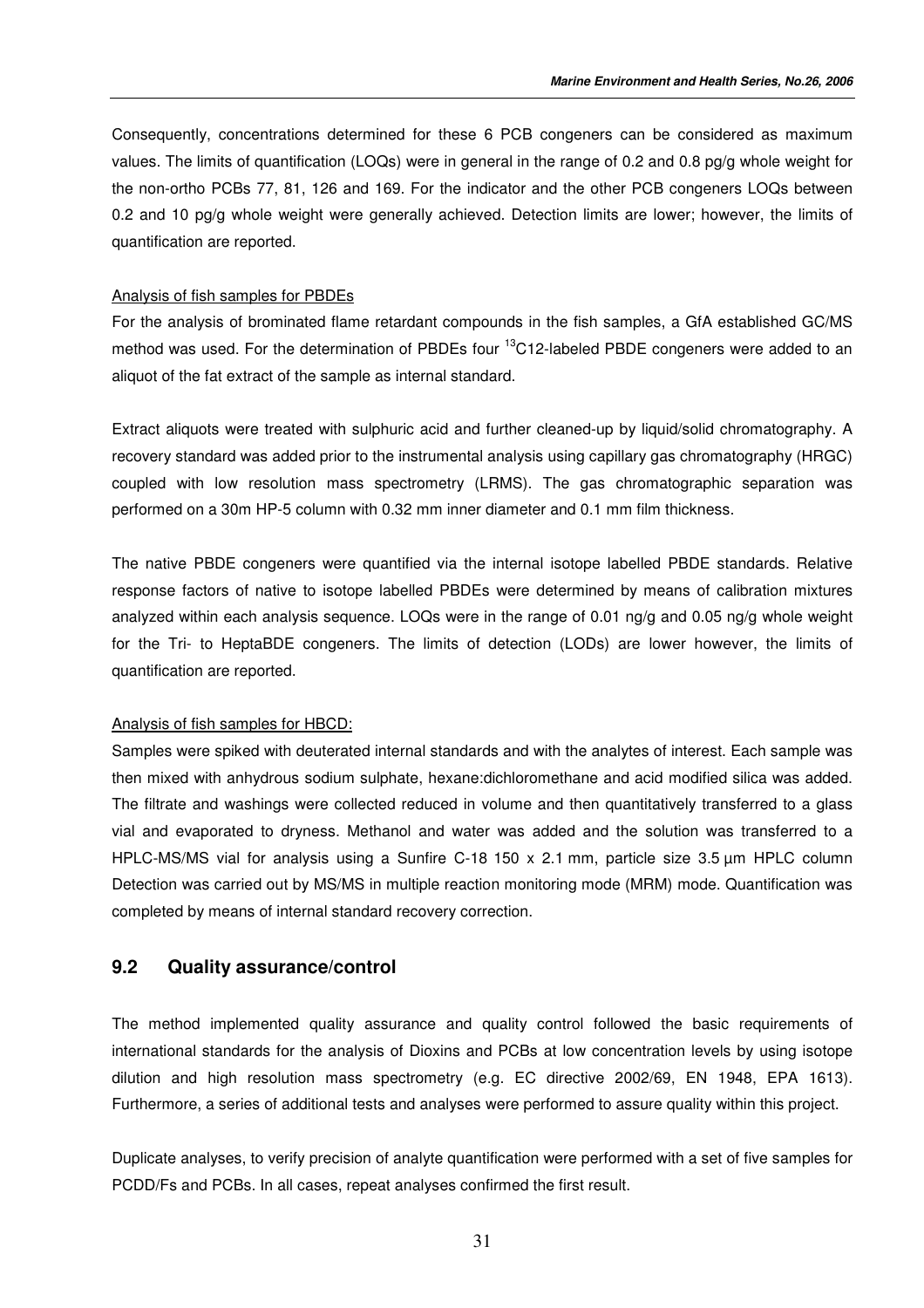Consequently, concentrations determined for these 6 PCB congeners can be considered as maximum values. The limits of quantification (LOQs) were in general in the range of 0.2 and 0.8 pg/g whole weight for the non-ortho PCBs 77, 81, 126 and 169. For the indicator and the other PCB congeners LOQs between 0.2 and 10 pg/g whole weight were generally achieved. Detection limits are lower; however, the limits of quantification are reported.

Analysis of fish samples for PBDEs

For the analysis of brominated flame retardant compounds in the fish samples, a GfA established GC/MS method was used. For the determination of PBDEs four $^{13}$C12-labeled PBDE congeners were added to an aliquot of the fat extract of the sample as internal standard.

Extract aliquots were treated with sulphuric acid and further cleaned-up by liquid/solid chromatography. A recovery standard was added prior to the instrumental analysis using capillary gas chromatography (HRGC) coupled with low resolution mass spectrometry (LRMS). The gas chromatographic separation was performed on a 30m HP-5 column with 0.32 mm inner diameter and 0.1 mm film thickness.

The native PBDE congeners were quantified via the internal isotope labelled PBDE standards. Relative response factors of native to isotope labelled PBDEs were determined by means of calibration mixtures analyzed within each analysis sequence. LOQs were in the range of 0.01 ng/g and 0.05 ng/g whole weight for the Tri- to HeptaBDE congeners. The limits of detection (LODs) are lower however, the limits of quantification are reported.

Analysis of fish samples for HBCD:

Samples were spiked with deuterated internal standards and with the analytes of interest. Each sample was then mixed with anhydrous sodium sulphate, hexane:dichloromethane and acid modified silica was added. The filtrate and washings were collected reduced in volume and then quantitatively transferred to a glass vial and evaporated to dryness. Methanol and water was added and the solution was transferred to a HPLC-MS/MS vial for analysis using a Sunfire C-18 150 x 2.1 mm, particle size 3.5 µm HPLC column Detection was carried out by MS/MS in multiple reaction monitoring mode (MRM) mode. Quantification was completed by means of internal standard recovery correction.

## 9.2 Quality assurance/control

The method implemented quality assurance and quality control followed the basic requirements of international standards for the analysis of Dioxins and PCBs at low concentration levels by using isotope dilution and high resolution mass spectrometry (e.g. EC directive 2002/69, EN 1948, EPA 1613). Furthermore, a series of additional tests and analyses were performed to assure quality within this project.

Duplicate analyses, to verify precision of analyte quantification were performed with a set of five samples for PCDD/Fs and PCBs. In all cases, repeat analyses confirmed the first result.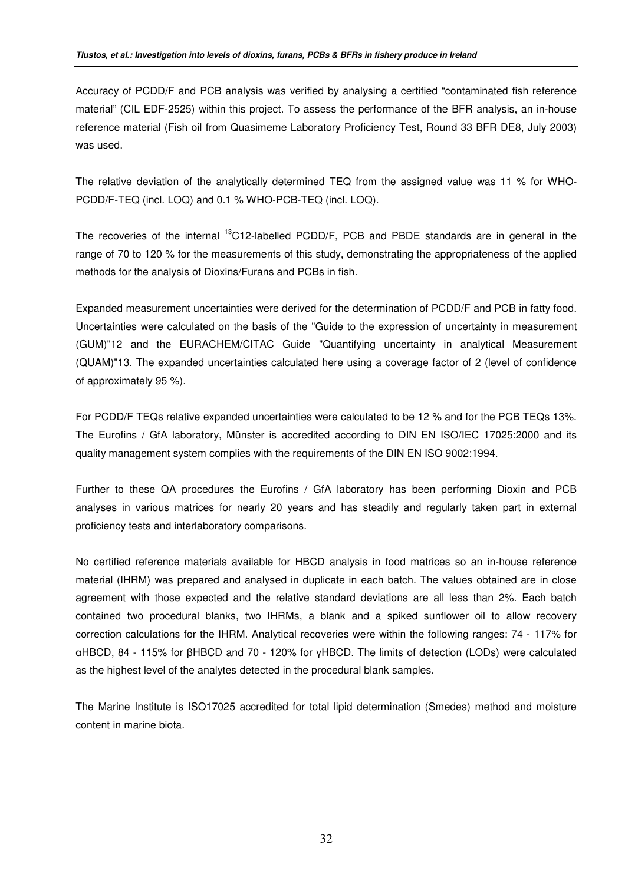Accuracy of PCDD/F and PCB analysis was verified by analysing a certified "contaminated fish reference material" (CIL EDF-2525) within this project. To assess the performance of the BFR analysis, an in-house reference material (Fish oil from Quasimeme Laboratory Proficiency Test, Round 33 BFR DE8, July 2003) was used.

The relative deviation of the analytically determined TEQ from the assigned value was 11 % for WHO-PCDD/F-TEQ (incl. LOQ) and 0.1 % WHO-PCB-TEQ (incl. LOQ).

The recoveries of the internal $^{13}$C12-labelled PCDD/F, PCB and PBDE standards are in general in the range of 70 to 120 % for the measurements of this study, demonstrating the appropriateness of the applied methods for the analysis of Dioxins/Furans and PCBs in fish.

Expanded measurement uncertainties were derived for the determination of PCDD/F and PCB in fatty food. Uncertainties were calculated on the basis of the "Guide to the expression of uncertainty in measurement (GUM)"12 and the EURACHEM/CITAC Guide "Quantifying uncertainty in analytical Measurement (QUAM)"13. The expanded uncertainties calculated here using a coverage factor of 2 (level of confidence of approximately 95 %).

For PCDD/F TEQs relative expanded uncertainties were calculated to be 12 % and for the PCB TEQs 13%. The Eurofins / GfA laboratory, Münster is accredited according to DIN EN ISO/IEC 17025:2000 and its quality management system complies with the requirements of the DIN EN ISO 9002:1994.

Further to these QA procedures the Eurofins / GfA laboratory has been performing Dioxin and PCB analyses in various matrices for nearly 20 years and has steadily and regularly taken part in external proficiency tests and interlaboratory comparisons.

No certified reference materials available for HBCD analysis in food matrices so an in-house reference material (IHRM) was prepared and analysed in duplicate in each batch. The values obtained are in close agreement with those expected and the relative standard deviations are all less than 2%. Each batch contained two procedural blanks, two IHRMs, a blank and a spiked sunflower oil to allow recovery correction calculations for the IHRM. Analytical recoveries were within the following ranges: 74 - 117% for αHBCD, 84 - 115% for βHBCD and 70 - 120% for γHBCD. The limits of detection (LODs) were calculated as the highest level of the analytes detected in the procedural blank samples.

The Marine Institute is ISO17025 accredited for total lipid determination (Smedes) method and moisture content in marine biota.